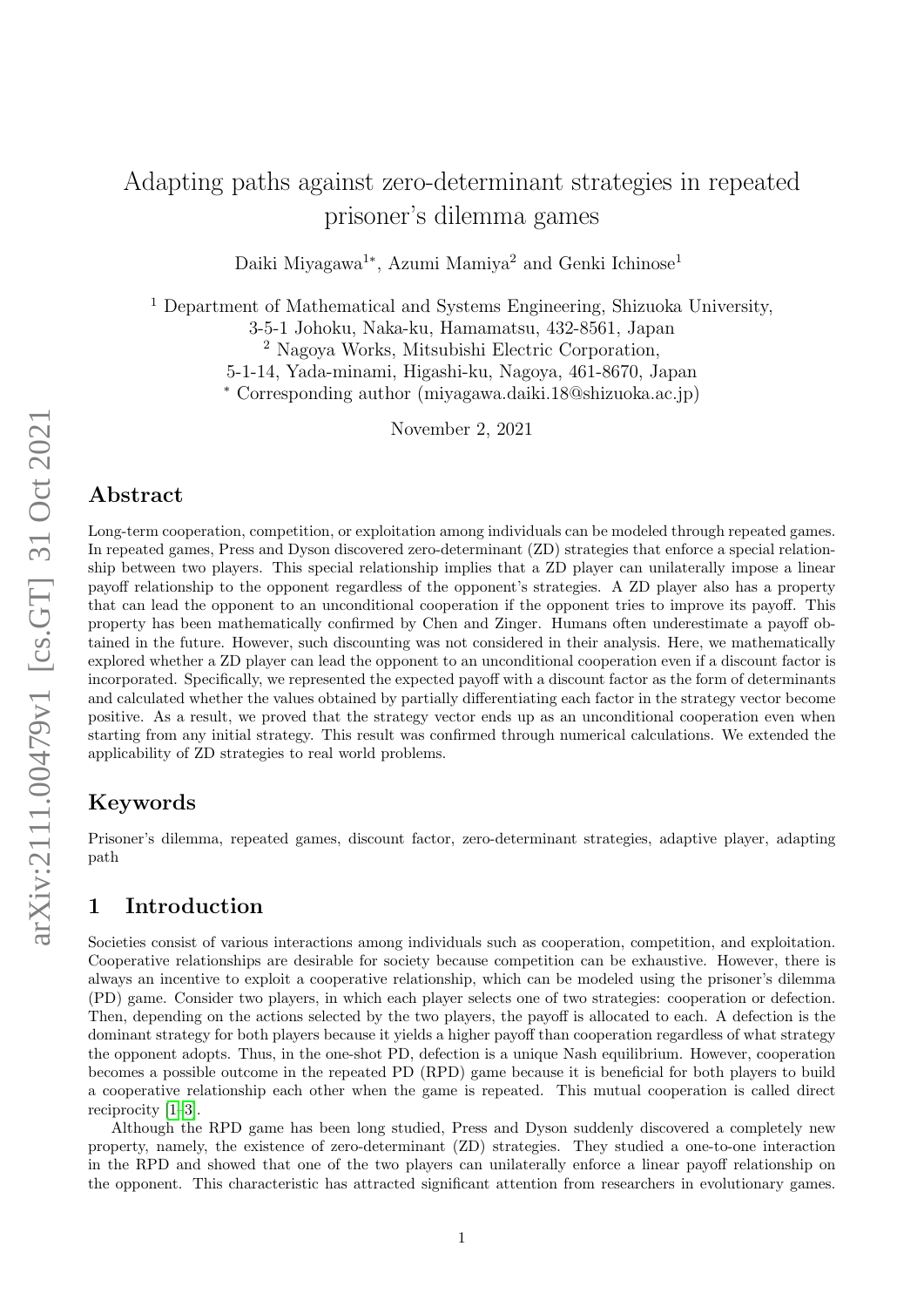# Adapting paths against zero-determinant strategies in repeated prisoner's dilemma games

Daiki Miyagawa[1*], Azumi Mamiya[2] and Genki Ichinose[1]

[1] Department of Mathematical and Systems Engineering, Shizuoka University, 3-5-1 Johoku, Naka-ku, Hamamatsu, 432-8561, Japan

[2] Nagoya Works, Mitsubishi Electric Corporation, 5-1-14, Yada-minami, Higashi-ku, Nagoya, 461-8670, Japan

[*] Corresponding author (miyagawa.daiki.18@shizuoka.ac.jp)

November 2, 2021

## Abstract

Long-term cooperation, competition, or exploitation among individuals can be modeled through repeated games. In repeated games, Press and Dyson discovered zero-determinant (ZD) strategies that enforce a special relationship between two players. This special relationship implies that a ZD player can unilaterally impose a linear payoff relationship to the opponent regardless of the opponent's strategies. A ZD player also has a property that can lead the opponent to an unconditional cooperation if the opponent tries to improve its payoff. This property has been mathematically confirmed by Chen and Zinger. Humans often underestimate a payoff obtained in the future. However, such discounting was not considered in their analysis. Here, we mathematically explored whether a ZD player can lead the opponent to an unconditional cooperation even if a discount factor is incorporated. Specifically, we represented the expected payoff with a discount factor as the form of determinants and calculated whether the values obtained by partially differentiating each factor in the strategy vector become positive. As a result, we proved that the strategy vector ends up as an unconditional cooperation even when starting from any initial strategy. This result was confirmed through numerical calculations. We extended the applicability of ZD strategies to real world problems.

## Keywords

Prisoner's dilemma, repeated games, discount factor, zero-determinant strategies, adaptive player, adapting path

## 1 Introduction

Societies consist of various interactions among individuals such as cooperation, competition, and exploitation. Cooperative relationships are desirable for society because competition can be exhaustive. However, there is always an incentive to exploit a cooperative relationship, which can be modeled using the prisoner's dilemma (PD) game. Consider two players, in which each player selects one of two strategies: cooperation or defection. Then, depending on the actions selected by the two players, the payoff is allocated to each. A defection is the dominant strategy for both players because it yields a higher payoff than cooperation regardless of what strategy the opponent adopts. Thus, in the one-shot PD, defection is a unique Nash equilibrium. However, cooperation becomes a possible outcome in the repeated PD (RPD) game because it is beneficial for both players to build a cooperative relationship each other when the game is repeated. This mutual cooperation is called direct reciprocity [1–3].

Although the RPD game has been long studied, Press and Dyson suddenly discovered a completely new property, namely, the existence of zero-determinant (ZD) strategies. They studied a one-to-one interaction in the RPD and showed that one of the two players can unilaterally enforce a linear payoff relationship on the opponent. This characteristic has attracted significant attention from researchers in evolutionary games.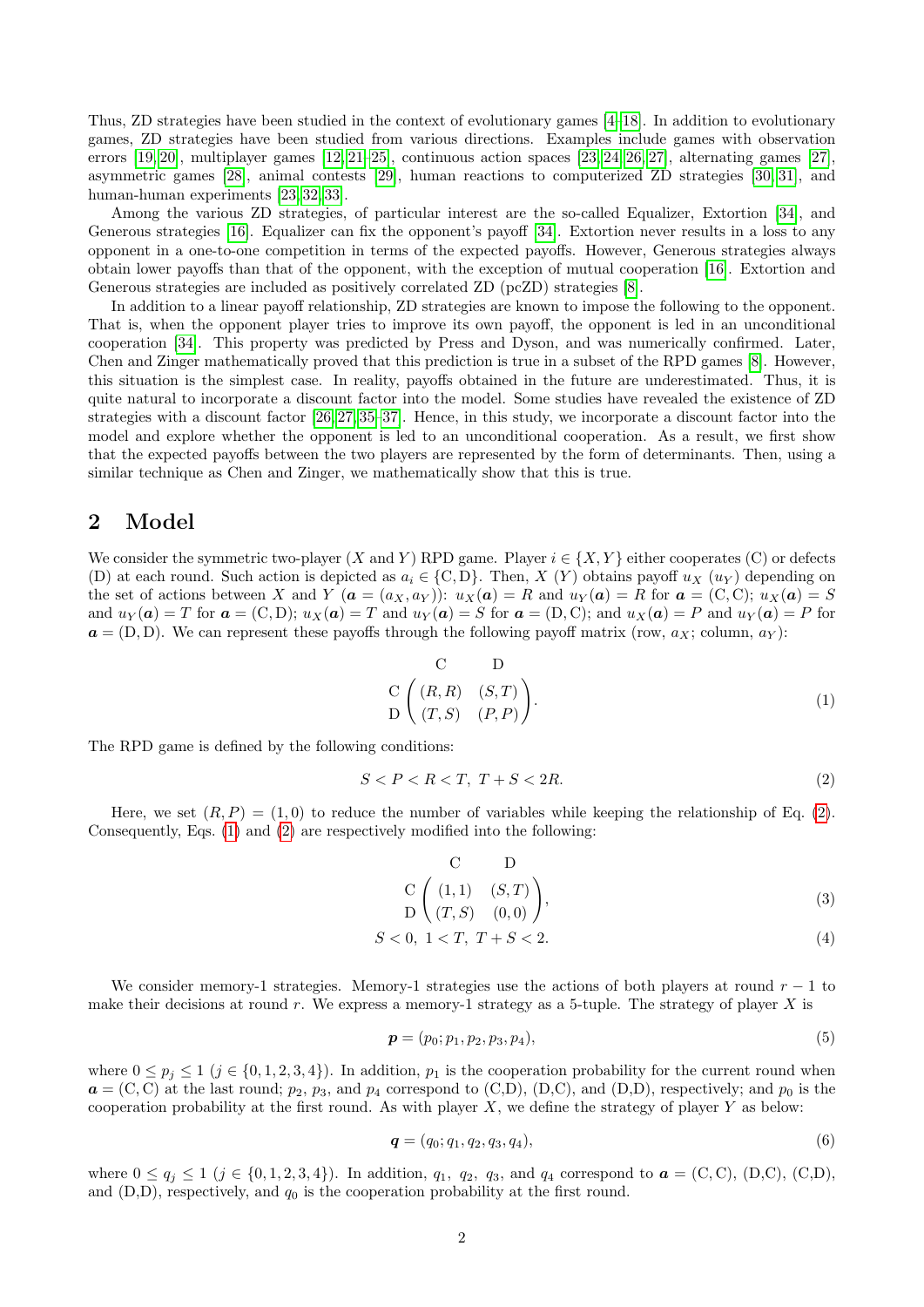Thus, ZD strategies have been studied in the context of evolutionary games [4–18]. In addition to evolutionary games, ZD strategies have been studied from various directions. Examples include games with observation errors [19, 20], multiplayer games [12, 21–25], continuous action spaces [23, 24, 26, 27], alternating games [27], asymmetric games [28], animal contests [29], human reactions to computerized ZD strategies [30, 31], and human-human experiments [23, 32, 33].

Among the various ZD strategies, of particular interest are the so-called Equalizer, Extortion [34], and Generous strategies [16]. Equalizer can fix the opponent's payoff [34]. Extortion never results in a loss to any opponent in a one-to-one competition in terms of the expected payoffs. However, Generous strategies always obtain lower payoffs than that of the opponent, with the exception of mutual cooperation [16]. Extortion and Generous strategies are included as positively correlated ZD (pcZD) strategies [8].

In addition to a linear payoff relationship, ZD strategies are known to impose the following to the opponent. That is, when the opponent player tries to improve its own payoff, the opponent is led in an unconditional cooperation [34]. This property was predicted by Press and Dyson, and was numerically confirmed. Later, Chen and Zinger mathematically proved that this prediction is true in a subset of the RPD games [8]. However, this situation is the simplest case. In reality, payoffs obtained in the future are underestimated. Thus, it is quite natural to incorporate a discount factor into the model. Some studies have revealed the existence of ZD strategies with a discount factor [26, 27, 35–37]. Hence, in this study, we incorporate a discount factor into the model and explore whether the opponent is led to an unconditional cooperation. As a result, we first show that the expected payoffs between the two players are represented by the form of determinants. Then, using a similar technique as Chen and Zinger, we mathematically show that this is true.

## 2 Model

We consider the symmetric two-player ($X$ and $Y$) RPD game. Player $i \in \{X, Y\}$ either cooperates (C) or defects (D) at each round. Such action is depicted as $a_i \in \{\mathrm{C}, \mathrm{D}\}$. Then, $X$ ($Y$) obtains payoff $u_X$ ($u_Y$) depending on the set of actions between $X$ and $Y$ ($\boldsymbol{a} = (a_X, a_Y)$): $u_X(\boldsymbol{a}) = R$ and $u_Y(\boldsymbol{a}) = R$ for $\boldsymbol{a} = (\mathrm{C}, \mathrm{C})$; $u_X(\boldsymbol{a}) = S$ and $u_Y(\boldsymbol{a}) = T$ for $\boldsymbol{a} = (\mathrm{C}, \mathrm{D})$; $u_X(\boldsymbol{a}) = T$ and $u_Y(\boldsymbol{a}) = S$ for $\boldsymbol{a} = (\mathrm{D}, \mathrm{C})$; and $u_X(\boldsymbol{a}) = P$ and $u_Y(\boldsymbol{a}) = P$ for $\boldsymbol{a} = (\mathrm{D}, \mathrm{D})$. We can represent these payoffs through the following payoff matrix (row, $a_X$; column, $a_Y$):

$$
\begin{array}{c} \\ \mathrm{C} \\ \mathrm{D} \end{array}
\begin{array}{c} \begin{array}{cc} \mathrm{C} & \mathrm{D} \end{array} \\ \begin{pmatrix} (R, R) & (S, T) \\ (T, S) & (P, P) \end{pmatrix} \end{array}. \tag{1}
$$

The RPD game is defined by the following conditions:

$$
S < P < R < T, \; T + S < 2R. \tag{2}
$$

Here, we set $(R, P) = (1, 0)$ to reduce the number of variables while keeping the relationship of Eq. (2). Consequently, Eqs. (1) and (2) are respectively modified into the following:

$$
\begin{array}{c} \\ \mathrm{C} \\ \mathrm{D} \end{array}
\begin{array}{c} \begin{array}{cc} \mathrm{C} & \mathrm{D} \end{array} \\ \begin{pmatrix} (1, 1) & (S, T) \\ (T, S) & (0, 0) \end{pmatrix} \end{array}, \tag{3}
$$

$$
S < 0, \; 1 < T, \; T + S < 2. \tag{4}
$$

We consider memory-1 strategies. Memory-1 strategies use the actions of both players at round $r - 1$ to make their decisions at round $r$. We express a memory-1 strategy as a 5-tuple. The strategy of player $X$ is

$$
\boldsymbol{p} = (p_0; p_1, p_2, p_3, p_4), \tag{5}
$$

where $0 \le p_j \le 1$ ($j \in \{0, 1, 2, 3, 4\}$). In addition, $p_1$ is the cooperation probability for the current round when $\boldsymbol{a} = (\mathrm{C}, \mathrm{C})$ at the last round; $p_2$, $p_3$, and $p_4$ correspond to (C,D), (D,C), and (D,D), respectively; and $p_0$ is the cooperation probability at the first round. As with player $X$, we define the strategy of player $Y$ as below:

$$
\boldsymbol{q} = (q_0; q_1, q_2, q_3, q_4), \tag{6}
$$

where $0 \le q_j \le 1$ ($j \in \{0, 1, 2, 3, 4\}$). In addition, $q_1$, $q_2$, $q_3$, and $q_4$ correspond to $\boldsymbol{a} = (\mathrm{C}, \mathrm{C})$, (D,C), (C,D), and (D,D), respectively, and $q_0$ is the cooperation probability at the first round.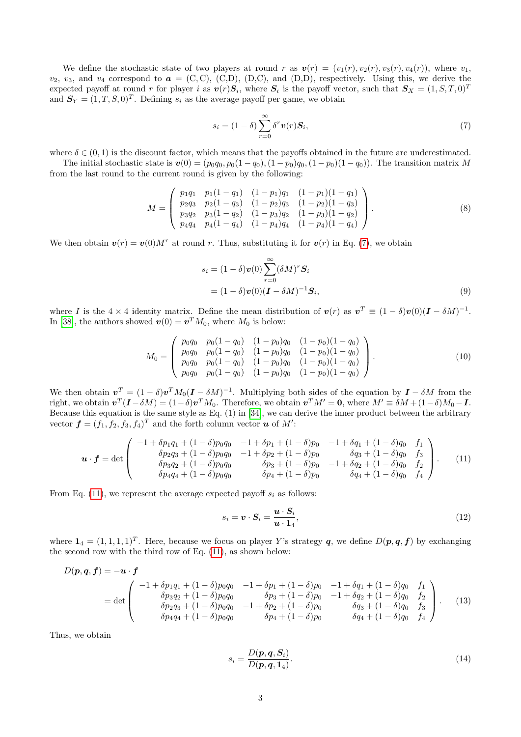We define the stochastic state of two players at round $r$ as $\boldsymbol{v}(r) = (v_1(r), v_2(r), v_3(r), v_4(r))$, where $v_1$, $v_2$, $v_3$, and $v_4$ correspond to $\boldsymbol{a} = (\mathrm{C},\mathrm{C})$, $(\mathrm{C},\mathrm{D})$, $(\mathrm{D},\mathrm{C})$, and $(\mathrm{D},\mathrm{D})$, respectively. Using this, we derive the expected payoff at round $r$ for player $i$ as $\boldsymbol{v}(r)\boldsymbol{S}_i$, where $\boldsymbol{S}_i$ is the payoff vector, such that $\boldsymbol{S}_X = (1, S, T, 0)^T$ and $\boldsymbol{S}_Y = (1, T, S, 0)^T$. Defining $s_i$ as the average payoff per game, we obtain

$$s_i = (1-\delta)\sum_{r=0}^{\infty} \delta^r \boldsymbol{v}(r)\boldsymbol{S}_i, \tag{7}$$

where $\delta \in (0, 1)$ is the discount factor, which means that the payoffs obtained in the future are underestimated.

The initial stochastic state is $\boldsymbol{v}(0) = (p_0q_0, p_0(1-q_0), (1-p_0)q_0, (1-p_0)(1-q_0))$. The transition matrix $M$ from the last round to the current round is given by the following:

$$M = \begin{pmatrix} p_1q_1 & p_1(1-q_1) & (1-p_1)q_1 & (1-p_1)(1-q_1) \\ p_2q_3 & p_2(1-q_3) & (1-p_2)q_3 & (1-p_2)(1-q_3) \\ p_3q_2 & p_3(1-q_2) & (1-p_3)q_2 & (1-p_3)(1-q_2) \\ p_4q_4 & p_4(1-q_4) & (1-p_4)q_4 & (1-p_4)(1-q_4) \end{pmatrix}. \tag{8}$$

We then obtain $\boldsymbol{v}(r) = \boldsymbol{v}(0)M^r$ at round $r$. Thus, substituting it for $\boldsymbol{v}(r)$ in Eq. (7), we obtain

$$\begin{aligned} s_i &= (1-\delta)\boldsymbol{v}(0)\sum_{r=0}^{\infty}(\delta M)^r \boldsymbol{S}_i \\ &= (1-\delta)\boldsymbol{v}(0)(\boldsymbol{I}-\delta M)^{-1}\boldsymbol{S}_i, \end{aligned} \tag{9}$$

where $I$ is the $4\times 4$ identity matrix. Define the mean distribution of $\boldsymbol{v}(r)$ as $\boldsymbol{v}^T \equiv (1-\delta)\boldsymbol{v}(0)(\boldsymbol{I}-\delta M)^{-1}$. In [38], the authors showed $\boldsymbol{v}(0) = \boldsymbol{v}^T M_0$, where $M_0$ is below:

$$M_0 = \begin{pmatrix} p_0q_0 & p_0(1-q_0) & (1-p_0)q_0 & (1-p_0)(1-q_0) \\ p_0q_0 & p_0(1-q_0) & (1-p_0)q_0 & (1-p_0)(1-q_0) \\ p_0q_0 & p_0(1-q_0) & (1-p_0)q_0 & (1-p_0)(1-q_0) \\ p_0q_0 & p_0(1-q_0) & (1-p_0)q_0 & (1-p_0)(1-q_0) \end{pmatrix}. \tag{10}$$

We then obtain $\boldsymbol{v}^T = (1-\delta)\boldsymbol{v}^T M_0(\boldsymbol{I}-\delta M)^{-1}$. Multiplying both sides of the equation by $\boldsymbol{I}-\delta M$ from the right, we obtain $\boldsymbol{v}^T(\boldsymbol{I}-\delta M) = (1-\delta)\boldsymbol{v}^T M_0$. Therefore, we obtain $\boldsymbol{v}^T M' = \boldsymbol{0}$, where $M' \equiv \delta M + (1-\delta)M_0 - \boldsymbol{I}$. Because this equation is the same style as Eq. (1) in [34], we can derive the inner product between the arbitrary vector $\boldsymbol{f} = (f_1, f_2, f_3, f_4)^T$ and the forth column vector $\boldsymbol{u}$ of $M'$:

$$\boldsymbol{u}\cdot\boldsymbol{f} = \det\begin{pmatrix} -1+\delta p_1q_1+(1-\delta)p_0q_0 & -1+\delta p_1+(1-\delta)p_0 & -1+\delta q_1+(1-\delta)q_0 & f_1 \\ \delta p_2q_3+(1-\delta)p_0q_0 & -1+\delta p_2+(1-\delta)p_0 & \delta q_3+(1-\delta)q_0 & f_3 \\ \delta p_3q_2+(1-\delta)p_0q_0 & \delta p_3+(1-\delta)p_0 & -1+\delta q_2+(1-\delta)q_0 & f_2 \\ \delta p_4q_4+(1-\delta)p_0q_0 & \delta p_4+(1-\delta)p_0 & \delta q_4+(1-\delta)q_0 & f_4 \end{pmatrix}. \tag{11}$$

From Eq. (11), we represent the average expected payoff $s_i$ as follows:

$$s_i = \boldsymbol{v}\cdot\boldsymbol{S}_i = \frac{\boldsymbol{u}\cdot\boldsymbol{S}_i}{\boldsymbol{u}\cdot\boldsymbol{1}_4}, \tag{12}$$

where $\boldsymbol{1}_4 = (1,1,1,1)^T$. Here, because we focus on player $Y$'s strategy $\boldsymbol{q}$, we define $D(\boldsymbol{p},\boldsymbol{q},\boldsymbol{f})$ by exchanging the second row with the third row of Eq. (11), as shown below:

$$\begin{aligned} D(\boldsymbol{p},\boldsymbol{q},\boldsymbol{f}) &= -\boldsymbol{u}\cdot\boldsymbol{f} \\ &= \det\begin{pmatrix} -1+\delta p_1q_1+(1-\delta)p_0q_0 & -1+\delta p_1+(1-\delta)p_0 & -1+\delta q_1+(1-\delta)q_0 & f_1 \\ \delta p_3q_2+(1-\delta)p_0q_0 & \delta p_3+(1-\delta)p_0 & -1+\delta q_2+(1-\delta)q_0 & f_2 \\ \delta p_2q_3+(1-\delta)p_0q_0 & -1+\delta p_2+(1-\delta)p_0 & \delta q_3+(1-\delta)q_0 & f_3 \\ \delta p_4q_4+(1-\delta)p_0q_0 & \delta p_4+(1-\delta)p_0 & \delta q_4+(1-\delta)q_0 & f_4 \end{pmatrix}. \end{aligned} \tag{13}$$

Thus, we obtain

$$s_i = \frac{D(\boldsymbol{p},\boldsymbol{q},\boldsymbol{S}_i)}{D(\boldsymbol{p},\boldsymbol{q},\boldsymbol{1}_4)}. \tag{14}$$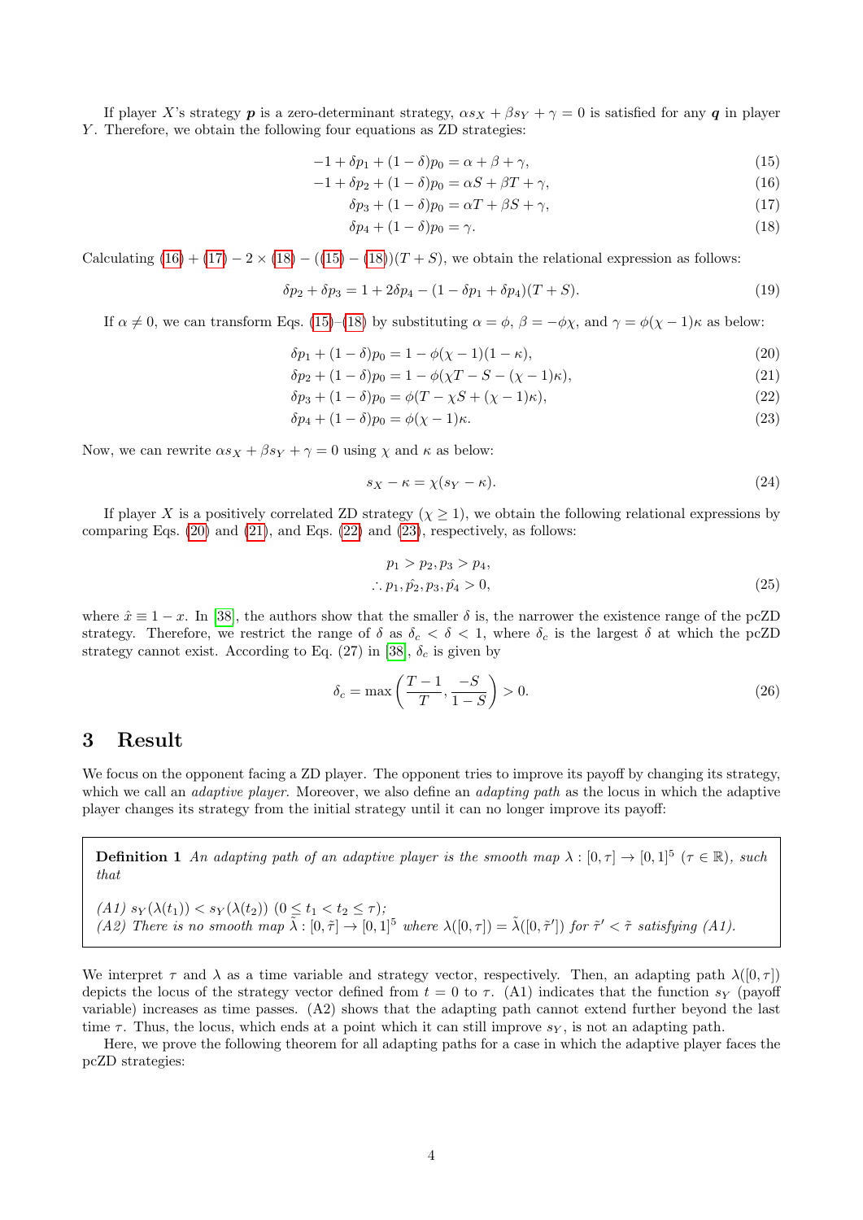If player $X$'s strategy $\boldsymbol{p}$ is a zero-determinant strategy, $\alpha s_X + \beta s_Y + \gamma = 0$ is satisfied for any $\boldsymbol{q}$ in player $Y$. Therefore, we obtain the following four equations as ZD strategies:

$$-1 + \delta p_1 + (1-\delta)p_0 = \alpha + \beta + \gamma, \tag{15}$$

$$-1 + \delta p_2 + (1-\delta)p_0 = \alpha S + \beta T + \gamma, \tag{16}$$

$$\delta p_3 + (1-\delta)p_0 = \alpha T + \beta S + \gamma, \tag{17}$$

$$\delta p_4 + (1-\delta)p_0 = \gamma. \tag{18}$$

Calculating (16) + (17) − 2 × (18) − ((15) − (18))$(T+S)$, we obtain the relational expression as follows:

$$\delta p_2 + \delta p_3 = 1 + 2\delta p_4 - (1 - \delta p_1 + \delta p_4)(T+S). \tag{19}$$

If $\alpha \neq 0$, we can transform Eqs. (15)–(18) by substituting $\alpha = \phi$, $\beta = -\phi\chi$, and $\gamma = \phi(\chi-1)\kappa$ as below:

$$\delta p_1 + (1-\delta)p_0 = 1 - \phi(\chi-1)(1-\kappa), \tag{20}$$

$$\delta p_2 + (1-\delta)p_0 = 1 - \phi(\chi T - S - (\chi-1)\kappa), \tag{21}$$

$$\delta p_3 + (1-\delta)p_0 = \phi(T - \chi S + (\chi-1)\kappa), \tag{22}$$

$$\delta p_4 + (1-\delta)p_0 = \phi(\chi-1)\kappa. \tag{23}$$

Now, we can rewrite $\alpha s_X + \beta s_Y + \gamma = 0$ using $\chi$ and $\kappa$ as below:

$$s_X - \kappa = \chi(s_Y - \kappa). \tag{24}$$

If player $X$ is a positively correlated ZD strategy ($\chi \geq 1$), we obtain the following relational expressions by comparing Eqs. (20) and (21), and Eqs. (22) and (23), respectively, as follows:

$$\begin{aligned} p_1 > p_2, p_3 > p_4, \\ \therefore p_1, \hat{p_2}, p_3, \hat{p_4} > 0, \end{aligned} \tag{25}$$

where $\hat{x} \equiv 1 - x$. In [38], the authors show that the smaller $\delta$ is, the narrower the existence range of the pcZD strategy. Therefore, we restrict the range of $\delta$ as $\delta_c < \delta < 1$, where $\delta_c$ is the largest $\delta$ at which the pcZD strategy cannot exist. According to Eq. (27) in [38], $\delta_c$ is given by

$$\delta_c = \max\left(\frac{T-1}{T}, \frac{-S}{1-S}\right) > 0. \tag{26}$$

# 3 Result

We focus on the opponent facing a ZD player. The opponent tries to improve its payoff by changing its strategy, which we call an *adaptive player*. Moreover, we also define an *adapting path* as the locus in which the adaptive player changes its strategy from the initial strategy until it can no longer improve its payoff:

> **Definition 1** *An adapting path of an adaptive player is the smooth map $\lambda : [0,\tau] \to [0,1]^5$ ($\tau \in \mathbb{R}$), such that*
>
> *(A1) $s_Y(\lambda(t_1)) < s_Y(\lambda(t_2))$ ($0 \leq t_1 < t_2 \leq \tau$);*
> *(A2) There is no smooth map $\tilde{\lambda} : [0,\tilde{\tau}] \to [0,1]^5$ where $\lambda([0,\tau]) = \tilde{\lambda}([0,\tilde{\tau}'])$ for $\tilde{\tau}' < \tilde{\tau}$ satisfying (A1).*

We interpret $\tau$ and $\lambda$ as a time variable and strategy vector, respectively. Then, an adapting path $\lambda([0,\tau])$ depicts the locus of the strategy vector defined from $t = 0$ to $\tau$. (A1) indicates that the function $s_Y$ (payoff variable) increases as time passes. (A2) shows that the adapting path cannot extend further beyond the last time $\tau$. Thus, the locus, which ends at a point which it can still improve $s_Y$, is not an adapting path.

Here, we prove the following theorem for all adapting paths for a case in which the adaptive player faces the pcZD strategies: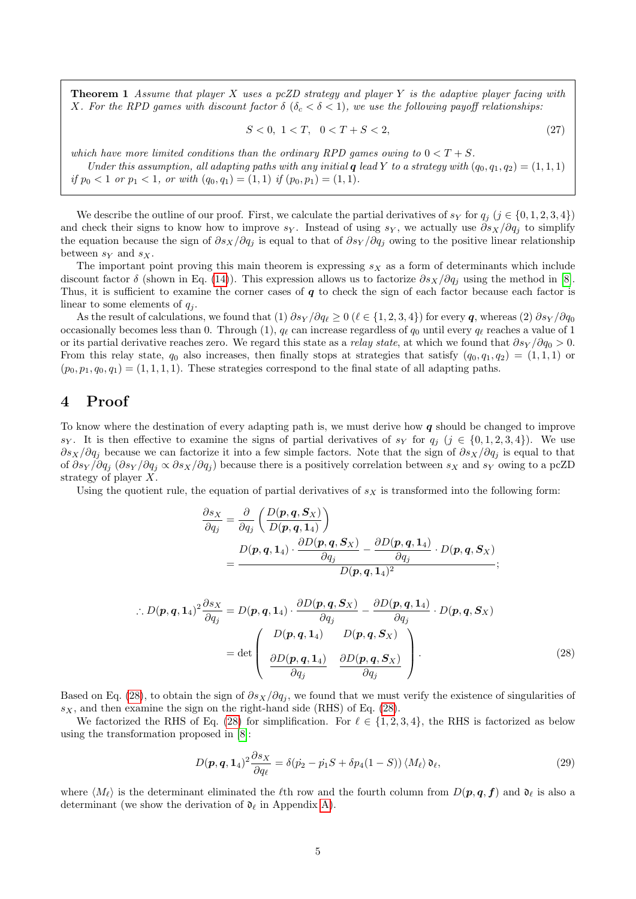**Theorem 1** *Assume that player $X$ uses a pcZD strategy and player $Y$ is the adaptive player facing with $X$. For the RPD games with discount factor $\delta$ ($\delta_c < \delta < 1$), we use the following payoff relationships:*

$$S < 0, \;\; 1 < T, \quad 0 < T + S < 2, \tag{27}$$

*which have more limited conditions than the ordinary RPD games owing to $0 < T + S$.*

*Under this assumption, all adapting paths with any initial $\boldsymbol{q}$ lead $Y$ to a strategy with $(q_0, q_1, q_2) = (1, 1, 1)$ if $p_0 < 1$ or $p_1 < 1$, or with $(q_0, q_1) = (1, 1)$ if $(p_0, p_1) = (1, 1)$.*

We describe the outline of our proof. First, we calculate the partial derivatives of $s_Y$ for $q_j$ ($j \in \{0, 1, 2, 3, 4\}$) and check their signs to know how to improve $s_Y$. Instead of using $s_Y$, we actually use $\partial s_X / \partial q_j$ to simplify the equation because the sign of $\partial s_X / \partial q_j$ is equal to that of $\partial s_Y / \partial q_j$ owing to the positive linear relationship between $s_Y$ and $s_X$.

The important point proving this main theorem is expressing $s_X$ as a form of determinants which include discount factor $\delta$ (shown in Eq. (14)). This expression allows us to factorize $\partial s_X / \partial q_j$ using the method in [8]. Thus, it is sufficient to examine the corner cases of $\boldsymbol{q}$ to check the sign of each factor because each factor is linear to some elements of $q_j$.

As the result of calculations, we found that (1) $\partial s_Y / \partial q_\ell \geq 0$ ($\ell \in \{1, 2, 3, 4\}$) for every $\boldsymbol{q}$, whereas (2) $\partial s_Y / \partial q_0$ occasionally becomes less than 0. Through (1), $q_\ell$ can increase regardless of $q_0$ until every $q_\ell$ reaches a value of 1 or its partial derivative reaches zero. We regard this state as a *relay state*, at which we found that $\partial s_Y / \partial q_0 > 0$. From this relay state, $q_0$ also increases, then finally stops at strategies that satisfy $(q_0, q_1, q_2) = (1, 1, 1)$ or $(p_0, p_1, q_0, q_1) = (1, 1, 1, 1)$. These strategies correspond to the final state of all adapting paths.

# 4 Proof

To know where the destination of every adapting path is, we must derive how $\boldsymbol{q}$ should be changed to improve $s_Y$. It is then effective to examine the signs of partial derivatives of $s_Y$ for $q_j$ ($j \in \{0, 1, 2, 3, 4\}$). We use $\partial s_X / \partial q_j$ because we can factorize it into a few simple factors. Note that the sign of $\partial s_X / \partial q_j$ is equal to that of $\partial s_Y / \partial q_j$ ($\partial s_Y / \partial q_j \propto \partial s_X / \partial q_j$) because there is a positively correlation between $s_X$ and $s_Y$ owing to a pcZD strategy of player $X$.

Using the quotient rule, the equation of partial derivatives of $s_X$ is transformed into the following form:

$$\frac{\partial s_X}{\partial q_j} = \frac{\partial}{\partial q_j}\left(\frac{D(\boldsymbol{p}, \boldsymbol{q}, \boldsymbol{S}_X)}{D(\boldsymbol{p}, \boldsymbol{q}, \boldsymbol{1}_4)}\right) = \frac{D(\boldsymbol{p}, \boldsymbol{q}, \boldsymbol{1}_4) \cdot \dfrac{\partial D(\boldsymbol{p}, \boldsymbol{q}, \boldsymbol{S}_X)}{\partial q_j} - \dfrac{\partial D(\boldsymbol{p}, \boldsymbol{q}, \boldsymbol{1}_4)}{\partial q_j} \cdot D(\boldsymbol{p}, \boldsymbol{q}, \boldsymbol{S}_X)}{D(\boldsymbol{p}, \boldsymbol{q}, \boldsymbol{1}_4)^2};$$

$$\therefore D(\boldsymbol{p}, \boldsymbol{q}, \boldsymbol{1}_4)^2 \frac{\partial s_X}{\partial q_j} = D(\boldsymbol{p}, \boldsymbol{q}, \boldsymbol{1}_4) \cdot \frac{\partial D(\boldsymbol{p}, \boldsymbol{q}, \boldsymbol{S}_X)}{\partial q_j} - \frac{\partial D(\boldsymbol{p}, \boldsymbol{q}, \boldsymbol{1}_4)}{\partial q_j} \cdot D(\boldsymbol{p}, \boldsymbol{q}, \boldsymbol{S}_X)$$
$$= \det \begin{pmatrix} D(\boldsymbol{p}, \boldsymbol{q}, \boldsymbol{1}_4) & D(\boldsymbol{p}, \boldsymbol{q}, \boldsymbol{S}_X) \\ \dfrac{\partial D(\boldsymbol{p}, \boldsymbol{q}, \boldsymbol{1}_4)}{\partial q_j} & \dfrac{\partial D(\boldsymbol{p}, \boldsymbol{q}, \boldsymbol{S}_X)}{\partial q_j} \end{pmatrix}. \tag{28}$$

Based on Eq. (28), to obtain the sign of $\partial s_X / \partial q_j$, we found that we must verify the existence of singularities of $s_X$, and then examine the sign on the right-hand side (RHS) of Eq. (28).

We factorized the RHS of Eq. (28) for simplification. For $\ell \in \{1, 2, 3, 4\}$, the RHS is factorized as below using the transformation proposed in [8]:

$$D(\boldsymbol{p}, \boldsymbol{q}, \boldsymbol{1}_4)^2 \frac{\partial s_X}{\partial q_\ell} = \delta(\dot{p}_2 - \dot{p}_1 S + \delta p_4 (1 - S)) \langle M_\ell \rangle \, \mathfrak{d}_\ell, \tag{29}$$

where $\langle M_\ell \rangle$ is the determinant eliminated the $\ell$th row and the fourth column from $D(\boldsymbol{p}, \boldsymbol{q}, \boldsymbol{f})$ and $\mathfrak{d}_\ell$ is also a determinant (we show the derivation of $\mathfrak{d}_\ell$ in Appendix A).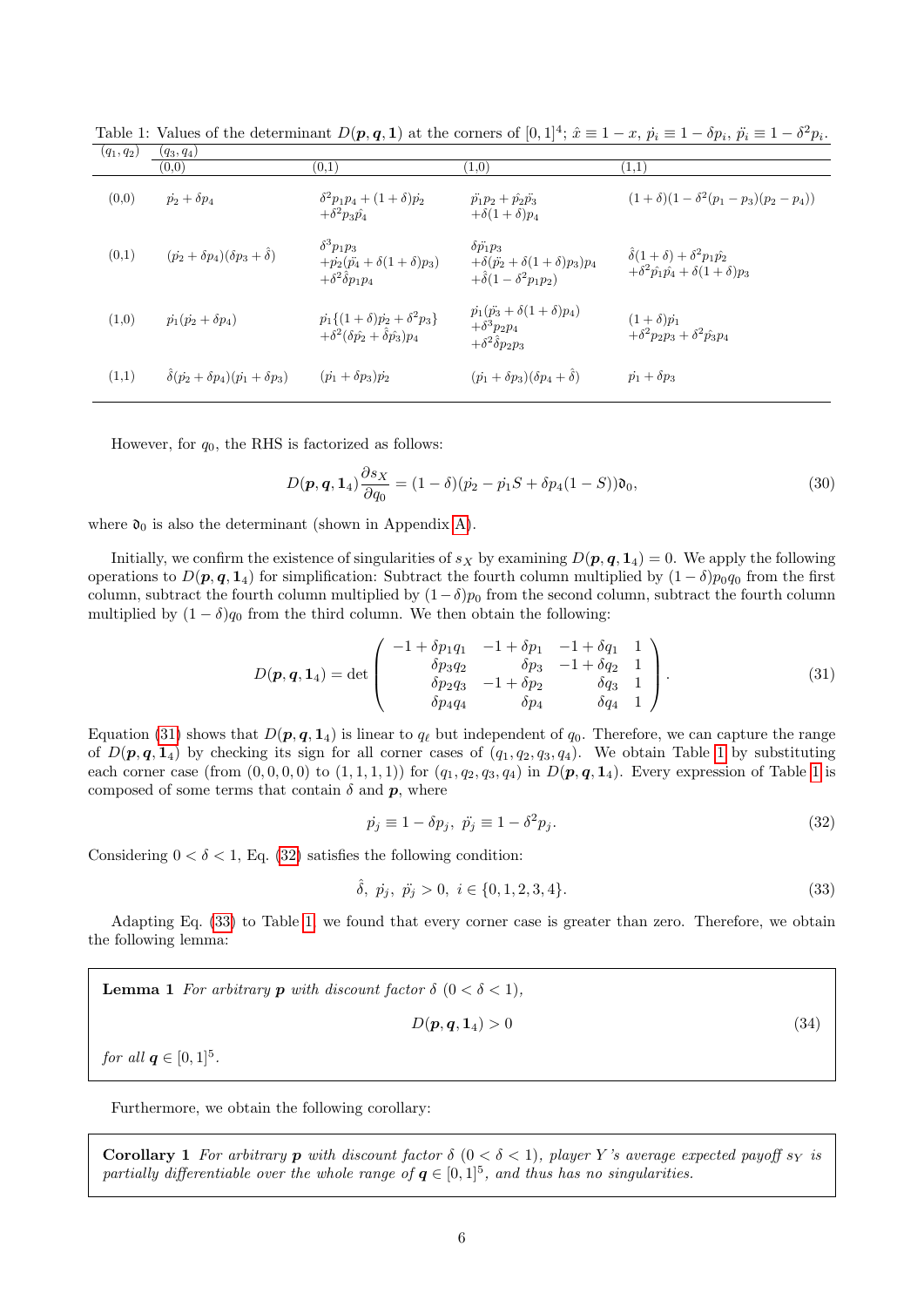Table 1: Values of the determinant $D(\boldsymbol{p},\boldsymbol{q},\mathbf{1})$ at the corners of $[0,1]^4$; $\hat{x} \equiv 1-x$, $\dot{p}_i \equiv 1-\delta p_i$, $\ddot{p}_i \equiv 1-\delta^2 p_i$.

| $(q_1, q_2)$ | $(q_3, q_4)$ (0,0) | (0,1) | (1,0) | (1,1) |
|---|---|---|---|---|
| (0,0) | $\dot{p}_2 + \delta p_4$ | $\delta^2 p_1 p_4 + (1+\delta)\dot{p}_2 + \delta^2 p_3 \hat{p}_4$ | $\ddot{p}_1 p_2 + \hat{p}_2 \ddot{p}_3 + \delta(1+\delta)p_4$ | $(1+\delta)(1-\delta^2(p_1-p_3)(p_2-p_4))$ |
| (0,1) | $(\dot{p}_2 + \delta p_4)(\delta p_3 + \hat{\delta})$ | $\delta^3 p_1 p_3 + \dot{p}_2(\hat{p}_4 + \delta(1+\delta)p_3) + \delta^2 \hat{\delta} p_1 p_4$ | $\delta \ddot{p}_1 p_3 + \delta(\hat{p}_2 + \delta(1+\delta)p_3)p_4 + \hat{\delta}(1-\delta^2 p_1 p_2)$ | $\hat{\delta}(1+\delta) + \delta^2 p_1 \hat{p}_2 + \delta^2 \hat{p}_1 \hat{p}_4 + \delta(1+\delta)p_3$ |
| (1,0) | $\dot{p}_1(\dot{p}_2 + \delta p_4)$ | $\dot{p}_1\{(1+\delta)\dot{p}_2 + \delta^2 p_3\} + \delta^2(\delta \hat{p}_2 + \hat{\delta}\hat{p}_3)p_4$ | $\dot{p}_1(\ddot{p}_3 + \delta(1+\delta)p_4) + \delta^3 p_2 p_4 + \delta^2 \hat{\delta} p_2 p_3$ | $(1+\delta)\dot{p}_1 + \delta^2 p_2 p_3 + \delta^2 \hat{p}_3 p_4$ |
| (1,1) | $\hat{\delta}(\dot{p}_2 + \delta p_4)(\dot{p}_1 + \delta p_3)$ | $(\dot{p}_1 + \delta p_3)\dot{p}_2$ | $(\dot{p}_1 + \delta p_3)(\delta p_4 + \hat{\delta})$ | $\dot{p}_1 + \delta p_3$ |

However, for $q_0$, the RHS is factorized as follows:

$$D(\boldsymbol{p},\boldsymbol{q},\mathbf{1}_4)\frac{\partial s_X}{\partial q_0} = (1-\delta)(\dot{p}_2 - \dot{p}_1 S + \delta p_4(1-S))\mathfrak{d}_0, \tag{30}$$

where $\mathfrak{d}_0$ is also the determinant (shown in Appendix A).

Initially, we confirm the existence of singularities of $s_X$ by examining $D(\boldsymbol{p},\boldsymbol{q},\mathbf{1}_4) = 0$. We apply the following operations to $D(\boldsymbol{p},\boldsymbol{q},\mathbf{1}_4)$ for simplification: Subtract the fourth column multiplied by $(1-\delta)p_0 q_0$ from the first column, subtract the fourth column multiplied by $(1-\delta)p_0$ from the second column, subtract the fourth column multiplied by $(1-\delta)q_0$ from the third column. We then obtain the following:

$$D(\boldsymbol{p},\boldsymbol{q},\mathbf{1}_4) = \det\begin{pmatrix} -1+\delta p_1 q_1 & -1+\delta p_1 & -1+\delta q_1 & 1 \\ \delta p_3 q_2 & \delta p_3 & -1+\delta q_2 & 1 \\ \delta p_2 q_3 & -1+\delta p_2 & \delta q_3 & 1 \\ \delta p_4 q_4 & \delta p_4 & \delta q_4 & 1 \end{pmatrix}. \tag{31}$$

Equation (31) shows that $D(\boldsymbol{p},\boldsymbol{q},\mathbf{1}_4)$ is linear to $q_\ell$ but independent of $q_0$. Therefore, we can capture the range of $D(\boldsymbol{p},\boldsymbol{q},\mathbf{1}_4)$ by checking its sign for all corner cases of $(q_1,q_2,q_3,q_4)$. We obtain Table 1 by substituting each corner case (from $(0,0,0,0)$ to $(1,1,1,1)$) for $(q_1,q_2,q_3,q_4)$ in $D(\boldsymbol{p},\boldsymbol{q},\mathbf{1}_4)$. Every expression of Table 1 is composed of some terms that contain $\delta$ and $\boldsymbol{p}$, where

$$\dot{p}_j \equiv 1-\delta p_j,\ \ddot{p}_j \equiv 1-\delta^2 p_j. \tag{32}$$

Considering $0<\delta<1$, Eq. (32) satisfies the following condition:

$$\hat{\delta},\ \dot{p}_j,\ \ddot{p}_j > 0,\ i \in \{0,1,2,3,4\}. \tag{33}$$

Adapting Eq. (33) to Table 1, we found that every corner case is greater than zero. Therefore, we obtain the following lemma:

**Lemma 1** *For arbitrary $\boldsymbol{p}$ with discount factor $\delta$ $(0<\delta<1)$,*

$$D(\boldsymbol{p},\boldsymbol{q},\mathbf{1}_4) > 0 \tag{34}$$

*for all $\boldsymbol{q} \in [0,1]^5$.*

Furthermore, we obtain the following corollary:

**Corollary 1** *For arbitrary $\boldsymbol{p}$ with discount factor $\delta$ $(0<\delta<1)$, player $Y$'s average expected payoff $s_Y$ is partially differentiable over the whole range of $\boldsymbol{q} \in [0,1]^5$, and thus has no singularities.*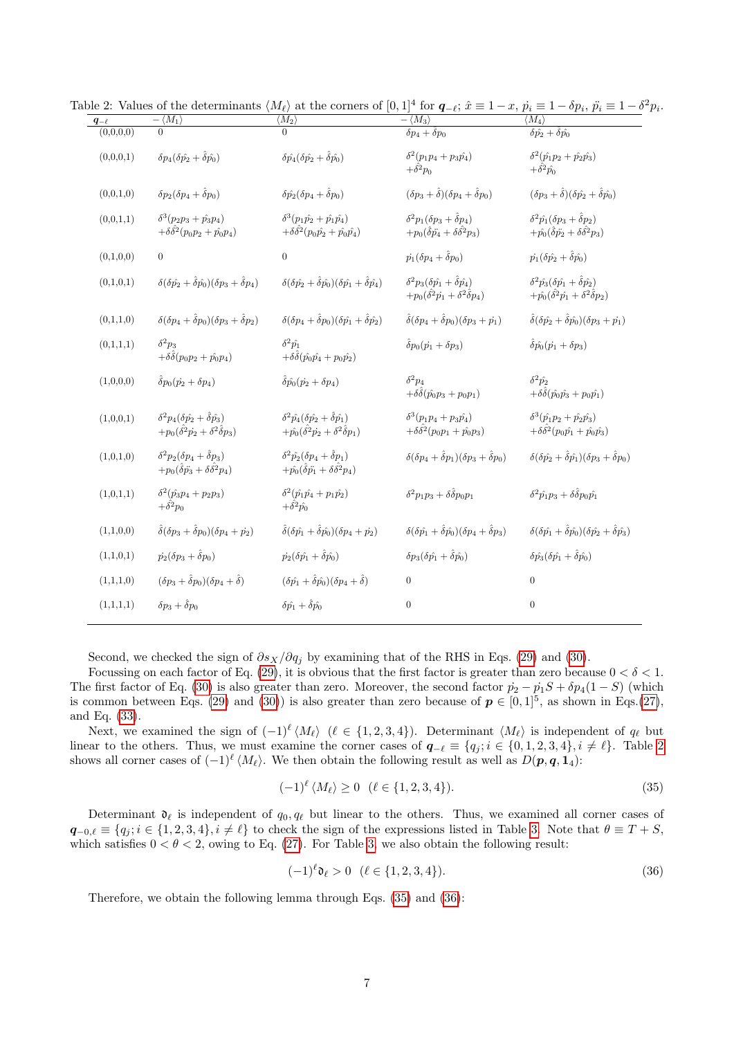Table 2: Values of the determinants $\langle M_\ell \rangle$ at the corners of $[0,1]^4$ for $\boldsymbol{q}_{-\ell}$; $\hat{x} \equiv 1-x$, $\dot{p}_i \equiv 1-\delta p_i$, $\ddot{p}_i \equiv 1-\delta^2 p_i$.

| $\boldsymbol{q}_{-\ell}$ | $-\langle M_1 \rangle$ | $\langle M_2 \rangle$ | $-\langle M_3 \rangle$ | $\langle M_4 \rangle$ |
|---|---|---|---|---|
| (0,0,0,0) | $0$ | $0$ | $\delta p_4 + \hat{\delta} p_0$ | $\delta \hat{p}_2 + \hat{\delta} \hat{p}_0$ |
| (0,0,0,1) | $\delta p_4(\delta \hat{p}_2 + \hat{\delta} \hat{p}_0)$ | $\delta \hat{p}_4(\delta \hat{p}_2 + \hat{\delta} \hat{p}_0)$ | $\delta^2(p_1 p_4 + p_3 \hat{p}_4)$ $+\hat{\delta}^2 p_0$ | $\delta^2(\hat{p}_1 p_2 + \hat{p}_2 \hat{p}_3)$ $+\hat{\delta}^2 \hat{p}_0$ |
| (0,0,1,0) | $\delta p_2(\delta p_4 + \hat{\delta} p_0)$ | $\delta \hat{p}_2(\delta p_4 + \hat{\delta} p_0)$ | $(\delta p_3 + \hat{\delta})(\delta p_4 + \hat{\delta} p_0)$ | $(\delta p_3 + \hat{\delta})(\delta \hat{p}_2 + \hat{\delta} \hat{p}_0)$ |
| (0,0,1,1) | $\delta^3(p_2 p_3 + \hat{p}_3 p_4)$ $+\delta \hat{\delta}^2(p_0 p_2 + \hat{p}_0 p_4)$ | $\delta^3(p_1 \hat{p}_2 + \dot{p}_1 \hat{p}_4)$ $+\delta \hat{\delta}^2(p_0 \hat{p}_2 + \hat{p}_0 \hat{p}_4)$ | $\delta^2 p_1(\delta p_3 + \hat{\delta} p_4)$ $+p_0(\hat{\delta} \ddot{p}_4 + \delta \hat{\delta}^2 p_3)$ | $\delta^2 \dot{p}_1(\delta p_3 + \hat{\delta} p_2)$ $+\hat{p}_0(\hat{\delta} \ddot{p}_2 + \delta \hat{\delta}^2 p_3)$ |
| (0,1,0,0) | $0$ | $0$ | $\dot{p}_1(\delta p_4 + \hat{\delta} p_0)$ | $\dot{p}_1(\delta \hat{p}_2 + \hat{\delta} \hat{p}_0)$ |
| (0,1,0,1) | $\delta(\delta \hat{p}_2 + \hat{\delta} \hat{p}_0)(\delta p_3 + \hat{\delta} p_4)$ | $\delta(\delta \hat{p}_2 + \hat{\delta} \hat{p}_0)(\delta \hat{p}_1 + \hat{\delta} \hat{p}_4)$ | $\delta^2 \dot{p}_3(\delta \hat{p}_1 + \hat{\delta} \hat{p}_4)$ $+p_0(\hat{\delta}^2 \dot{p}_1 + \delta^2 \hat{\delta} p_4)$ | $\delta^2 \dot{p}_3(\delta \hat{p}_1 + \hat{\delta} \hat{p}_2)$ $+\hat{p}_0(\hat{\delta}^2 \dot{p}_1 + \delta^2 \hat{\delta} p_2)$ |
| (0,1,1,0) | $\delta(\delta p_4 + \hat{\delta} p_0)(\delta p_3 + \hat{\delta} p_2)$ | $\delta(\delta p_4 + \hat{\delta} p_0)(\delta \hat{p}_1 + \hat{\delta} \hat{p}_2)$ | $\hat{\delta}(\delta p_4 + \hat{\delta} p_0)(\delta p_3 + \dot{p}_1)$ | $\hat{\delta}(\delta \hat{p}_2 + \hat{\delta} \hat{p}_0)(\delta p_3 + \dot{p}_1)$ |
| (0,1,1,1) | $\delta^2 p_3$ $+\delta \hat{\delta}(p_0 p_2 + \dot{p}_0 p_4)$ | $\delta^2 \hat{p}_1$ $+\delta \hat{\delta}(\dot{p}_0 \hat{p}_4 + p_0 \hat{p}_2)$ | $\hat{\delta} p_0(\dot{p}_1 + \delta p_3)$ | $\hat{\delta} \hat{p}_0(\dot{p}_1 + \delta p_3)$ |
| (1,0,0,0) | $\hat{\delta} p_0(\dot{p}_2 + \delta p_4)$ | $\hat{\delta} \hat{p}_0(\dot{p}_2 + \delta p_4)$ | $\delta^2 p_4$ $+\delta \hat{\delta}(\hat{p}_0 p_3 + p_0 p_1)$ | $\delta^2 \hat{p}_2$ $+\delta \hat{\delta}(\hat{p}_0 \hat{p}_3 + p_0 \hat{p}_1)$ |
| (1,0,0,1) | $\delta^2 p_4(\delta \dot{p}_2 + \hat{\delta} \hat{p}_3)$ $+p_0(\hat{\delta}^2 \dot{p}_2 + \delta^2 \hat{\delta} p_3)$ | $\delta^2 \hat{p}_4(\delta \dot{p}_2 + \hat{\delta} \hat{p}_1)$ $+\hat{p}_0(\hat{\delta}^2 \dot{p}_2 + \delta^2 \hat{\delta} p_1)$ | $\delta^3(p_1 p_4 + p_3 \hat{p}_4)$ $+\delta \hat{\delta}^2(p_0 p_1 + \hat{p}_0 p_3)$ | $\delta^3(\hat{p}_1 p_2 + \hat{p}_2 \hat{p}_3)$ $+\delta \hat{\delta}^2(p_0 \hat{p}_1 + \hat{p}_0 \hat{p}_3)$ |
| (1,0,1,0) | $\delta^2 p_2(\delta p_4 + \hat{\delta} p_3)$ $+p_0(\hat{\delta} \ddot{p}_3 + \delta \hat{\delta}^2 p_4)$ | $\delta^2 \hat{p}_2(\delta p_4 + \hat{\delta} p_1)$ $+\hat{p}_0(\hat{\delta} \ddot{p}_1 + \delta \hat{\delta}^2 p_4)$ | $\delta(\delta p_4 + \hat{\delta} p_1)(\delta p_3 + \hat{\delta} p_0)$ | $\delta(\delta \hat{p}_2 + \hat{\delta} \hat{p}_1)(\delta p_3 + \hat{\delta} p_0)$ |
| (1,0,1,1) | $\delta^2(\hat{p}_3 p_4 + p_2 p_3)$ $+\hat{\delta}^2 p_0$ | $\delta^2(\hat{p}_1 \hat{p}_4 + p_1 \hat{p}_2)$ $+\hat{\delta}^2 \hat{p}_0$ | $\delta^2 p_1 p_3 + \delta \hat{\delta} p_0 p_1$ | $\delta^2 \hat{p}_1 p_3 + \delta \hat{\delta} p_0 \hat{p}_1$ |
| (1,1,0,0) | $\hat{\delta}(\delta p_3 + \hat{\delta} p_0)(\delta p_4 + \dot{p}_2)$ | $\hat{\delta}(\delta \hat{p}_1 + \hat{\delta} \hat{p}_0)(\delta p_4 + \dot{p}_2)$ | $\delta(\delta \hat{p}_1 + \hat{\delta} \hat{p}_0)(\delta p_4 + \hat{\delta} p_3)$ | $\delta(\delta \hat{p}_1 + \hat{\delta} \hat{p}_0)(\delta \hat{p}_2 + \hat{\delta} \hat{p}_3)$ |
| (1,1,0,1) | $\dot{p}_2(\delta p_3 + \hat{\delta} p_0)$ | $\dot{p}_2(\delta \hat{p}_1 + \hat{\delta} \hat{p}_0)$ | $\delta p_3(\delta \hat{p}_1 + \hat{\delta} \hat{p}_0)$ | $\delta \hat{p}_3(\delta \hat{p}_1 + \hat{\delta} \hat{p}_0)$ |
| (1,1,1,0) | $(\delta p_3 + \hat{\delta} p_0)(\delta p_4 + \hat{\delta})$ | $(\delta \hat{p}_1 + \hat{\delta} \hat{p}_0)(\delta p_4 + \hat{\delta})$ | $0$ | $0$ |
| (1,1,1,1) | $\delta p_3 + \hat{\delta} p_0$ | $\delta \hat{p}_1 + \hat{\delta} \hat{p}_0$ | $0$ | $0$ |

Second, we checked the sign of $\partial s_X / \partial q_j$ by examining that of the RHS in Eqs. (29) and (30).

Focussing on each factor of Eq. (29), it is obvious that the first factor is greater than zero because $0 < \delta < 1$. The first factor of Eq. (30) is also greater than zero. Moreover, the second factor $\dot{p}_2 - \dot{p}_1 S + \delta p_4(1-S)$ (which is common between Eqs. (29) and (30)) is also greater than zero because of $\boldsymbol{p} \in [0,1]^5$, as shown in Eqs.(27), and Eq. (33).

Next, we examined the sign of $(-1)^\ell \langle M_\ell \rangle$ $(\ell \in \{1,2,3,4\})$. Determinant $\langle M_\ell \rangle$ is independent of $q_\ell$ but linear to the others. Thus, we must examine the corner cases of $\boldsymbol{q}_{-\ell} \equiv \{q_j; i \in \{0,1,2,3,4\}, i \neq \ell\}$. Table 2 shows all corner cases of $(-1)^\ell \langle M_\ell \rangle$. We then obtain the following result as well as $D(\boldsymbol{p}, \boldsymbol{q}, \mathbf{1}_4)$:

$$(-1)^\ell \langle M_\ell \rangle \geq 0 \quad (\ell \in \{1,2,3,4\}). \tag{35}$$

Determinant $\mathfrak{d}_\ell$ is independent of $q_0, q_\ell$ but linear to the others. Thus, we examined all corner cases of $\boldsymbol{q}_{-0,\ell} \equiv \{q_j; i \in \{1,2,3,4\}, i \neq \ell\}$ to check the sign of the expressions listed in Table 3. Note that $\theta \equiv T + S$, which satisfies $0 < \theta < 2$, owing to Eq. (27). For Table 3, we also obtain the following result:

$$(-1)^\ell \mathfrak{d}_\ell > 0 \quad (\ell \in \{1,2,3,4\}). \tag{36}$$

Therefore, we obtain the following lemma through Eqs. (35) and (36):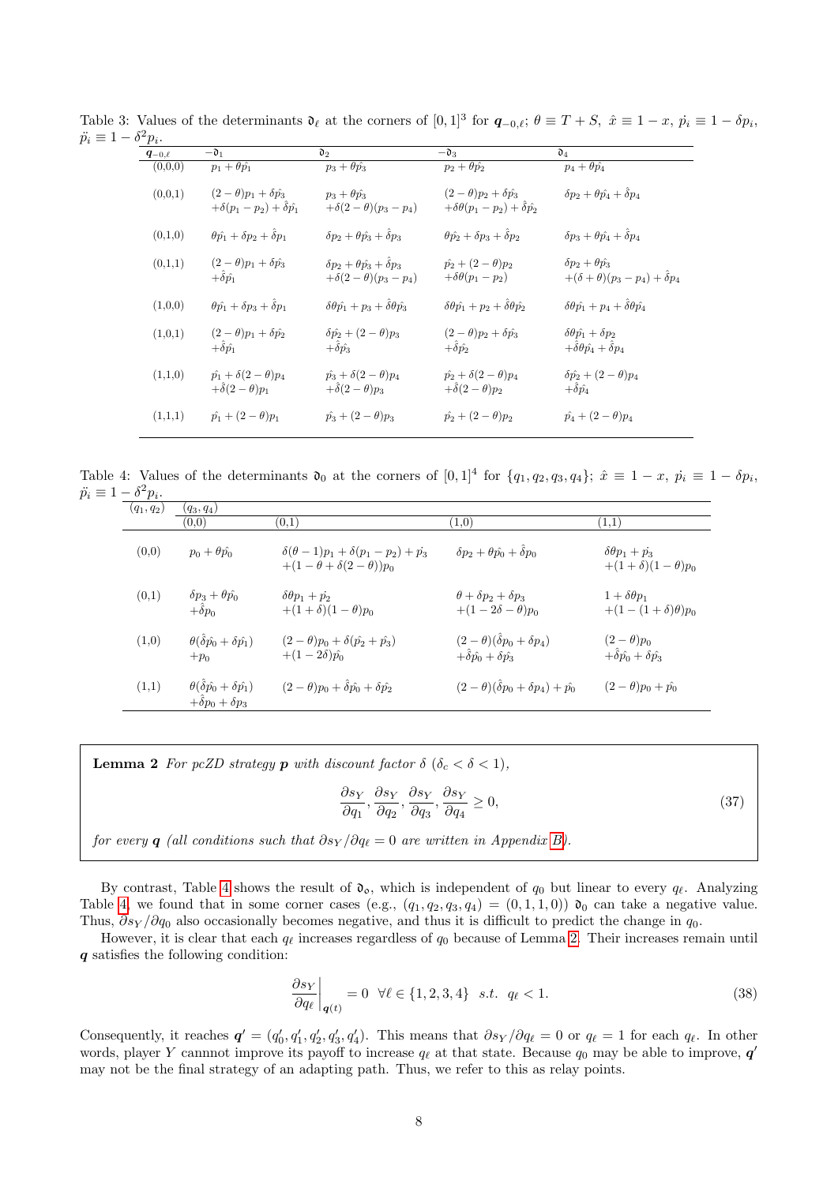Table 3: Values of the determinants $\mathfrak{d}_\ell$ at the corners of $[0,1]^3$ for $\boldsymbol{q}_{-0,\ell}$; $\theta \equiv T+S$, $\hat{x} \equiv 1-x$, $\dot{p}_i \equiv 1-\delta p_i$, $\ddot{p}_i \equiv 1-\delta^2 p_i$.

| $\boldsymbol{q}_{-0,\ell}$ | $-\mathfrak{d}_1$ | $\mathfrak{d}_2$ | $-\mathfrak{d}_3$ | $\mathfrak{d}_4$ |
|---|---|---|---|---|
| (0,0,0) | $p_1 + \theta\dot{p}_1$ | $p_3 + \theta\dot{p}_3$ | $p_2 + \theta\dot{p}_2$ | $p_4 + \theta\dot{p}_4$ |
| (0,0,1) | $(2-\theta)p_1 + \delta\dot{p}_3$ $+\delta(p_1 - p_2) + \hat{\delta}\dot{p}_1$ | $p_3 + \theta\dot{p}_3$ $+\delta(2-\theta)(p_3 - p_4)$ | $(2-\theta)p_2 + \delta\dot{p}_3$ $+\delta\theta(p_1 - p_2) + \hat{\delta}\dot{p}_2$ | $\delta p_2 + \theta\dot{p}_4 + \hat{\delta}p_4$ |
| (0,1,0) | $\theta\dot{p}_1 + \delta p_2 + \hat{\delta}p_1$ | $\delta p_2 + \theta\dot{p}_3 + \hat{\delta}p_3$ | $\theta\dot{p}_2 + \delta p_3 + \hat{\delta}p_2$ | $\delta p_3 + \theta\dot{p}_4 + \hat{\delta}p_4$ |
| (0,1,1) | $(2-\theta)p_1 + \delta\dot{p}_3$ $+\hat{\delta}\dot{p}_1$ | $\delta p_2 + \theta\dot{p}_3 + \hat{\delta}p_3$ $+\delta(2-\theta)(p_3 - p_4)$ | $\dot{p}_2 + (2-\theta)p_2$ $+\delta\theta(p_1 - p_2)$ | $\delta p_2 + \theta\dot{p}_3$ $+(\delta+\theta)(p_3 - p_4) + \hat{\delta}p_4$ |
| (1,0,0) | $\theta\dot{p}_1 + \delta p_3 + \hat{\delta}p_1$ | $\delta\theta\dot{p}_1 + p_3 + \hat{\delta}\theta\dot{p}_3$ | $\delta\theta\dot{p}_1 + p_2 + \hat{\delta}\theta\dot{p}_2$ | $\delta\theta\dot{p}_1 + p_4 + \hat{\delta}\theta\dot{p}_4$ |
| (1,0,1) | $(2-\theta)p_1 + \delta\dot{p}_2$ $+\hat{\delta}\dot{p}_1$ | $\delta\dot{p}_2 + (2-\theta)p_3$ $+\hat{\delta}\dot{p}_3$ | $(2-\theta)p_2 + \delta\dot{p}_3$ $+\hat{\delta}\dot{p}_2$ | $\delta\theta\dot{p}_1 + \delta p_2$ $+\delta\theta\dot{p}_4 + \hat{\delta}p_4$ |
| (1,1,0) | $\dot{p}_1 + \delta(2-\theta)p_4$ $+\hat{\delta}(2-\theta)p_1$ | $\dot{p}_3 + \delta(2-\theta)p_4$ $+\hat{\delta}(2-\theta)p_3$ | $\dot{p}_2 + \delta(2-\theta)p_4$ $+\hat{\delta}(2-\theta)p_2$ | $\delta\dot{p}_2 + (2-\theta)p_4$ $+\hat{\delta}\dot{p}_4$ |
| (1,1,1) | $\dot{p}_1 + (2-\theta)p_1$ | $\dot{p}_3 + (2-\theta)p_3$ | $\dot{p}_2 + (2-\theta)p_2$ | $\dot{p}_4 + (2-\theta)p_4$ |

Table 4: Values of the determinants $\mathfrak{d}_0$ at the corners of $[0,1]^4$ for $\{q_1, q_2, q_3, q_4\}$; $\hat{x} \equiv 1-x$, $\dot{p}_i \equiv 1-\delta p_i$, $\ddot{p}_i \equiv 1-\delta^2 p_i$.

| $(q_1, q_2)$ | $(q_3, q_4)$ (0,0) | (0,1) | (1,0) | (1,1) |
|---|---|---|---|---|
| (0,0) | $p_0 + \theta\dot{p}_0$ | $\delta(\theta-1)p_1 + \delta(p_1 - p_2) + \dot{p}_3$ $+(1-\theta+\delta(2-\theta))p_0$ | $\delta p_2 + \theta\dot{p}_0 + \hat{\delta}p_0$ | $\delta\theta p_1 + \dot{p}_3$ $+(1+\delta)(1-\theta)p_0$ |
| (0,1) | $\delta p_3 + \theta\dot{p}_0$ $+\hat{\delta}p_0$ | $\delta\theta p_1 + \dot{p}_2$ $+(1+\delta)(1-\theta)p_0$ | $\theta + \delta p_2 + \delta p_3$ $+(1-2\delta-\theta)p_0$ | $1 + \delta\theta p_1$ $+(1-(1+\delta)\theta)p_0$ |
| (1,0) | $\theta(\hat{\delta}\dot{p}_0 + \delta\dot{p}_1)$ $+p_0$ | $(2-\theta)p_0 + \delta(\dot{p}_2 + \dot{p}_3)$ $+(1-2\delta)\dot{p}_0$ | $(2-\theta)(\hat{\delta}p_0 + \delta p_4)$ $+\hat{\delta}\dot{p}_0 + \delta\dot{p}_3$ | $(2-\theta)p_0$ $+\hat{\delta}\dot{p}_0 + \delta\dot{p}_3$ |
| (1,1) | $\theta(\hat{\delta}\dot{p}_0 + \delta\dot{p}_1)$ $+\hat{\delta}p_0 + \delta p_3$ | $(2-\theta)p_0 + \hat{\delta}\dot{p}_0 + \delta\dot{p}_2$ | $(2-\theta)(\hat{\delta}p_0 + \delta p_4) + \dot{p}_0$ | $(2-\theta)p_0 + \dot{p}_0$ |

**Lemma 2** *For pcZD strategy* $\boldsymbol{p}$ *with discount factor* $\delta$ ($\delta_c < \delta < 1$),

$$\frac{\partial s_Y}{\partial q_1}, \frac{\partial s_Y}{\partial q_2}, \frac{\partial s_Y}{\partial q_3}, \frac{\partial s_Y}{\partial q_4} \geq 0, \tag{37}$$

*for every* $\boldsymbol{q}$ *(all conditions such that* $\partial s_Y/\partial q_\ell = 0$ *are written in Appendix B).*

By contrast, Table 4 shows the result of $\mathfrak{d}_o$, which is independent of $q_0$ but linear to every $q_\ell$. Analyzing Table 4, we found that in some corner cases (e.g., $(q_1, q_2, q_3, q_4) = (0,1,1,0)$) $\mathfrak{d}_0$ can take a negative value. Thus, $\partial s_Y/\partial q_0$ also occasionally becomes negative, and thus it is difficult to predict the change in $q_0$.

However, it is clear that each $q_\ell$ increases regardless of $q_0$ because of Lemma 2. Their increases remain until $\boldsymbol{q}$ satisfies the following condition:

$$\left.\frac{\partial s_Y}{\partial q_\ell}\right|_{\boldsymbol{q}(t)} = 0 \;\; \forall \ell \in \{1,2,3,4\} \;\; s.t. \;\; q_\ell < 1. \tag{38}$$

Consequently, it reaches $\boldsymbol{q}' = (q_0', q_1', q_2', q_3', q_4')$. This means that $\partial s_Y/\partial q_\ell = 0$ or $q_\ell = 1$ for each $q_\ell$. In other words, player $Y$ cannot improve its payoff to increase $q_\ell$ at that state. Because $q_0$ may be able to improve, $\boldsymbol{q}'$ may not be the final strategy of an adapting path. Thus, we refer to this as relay points.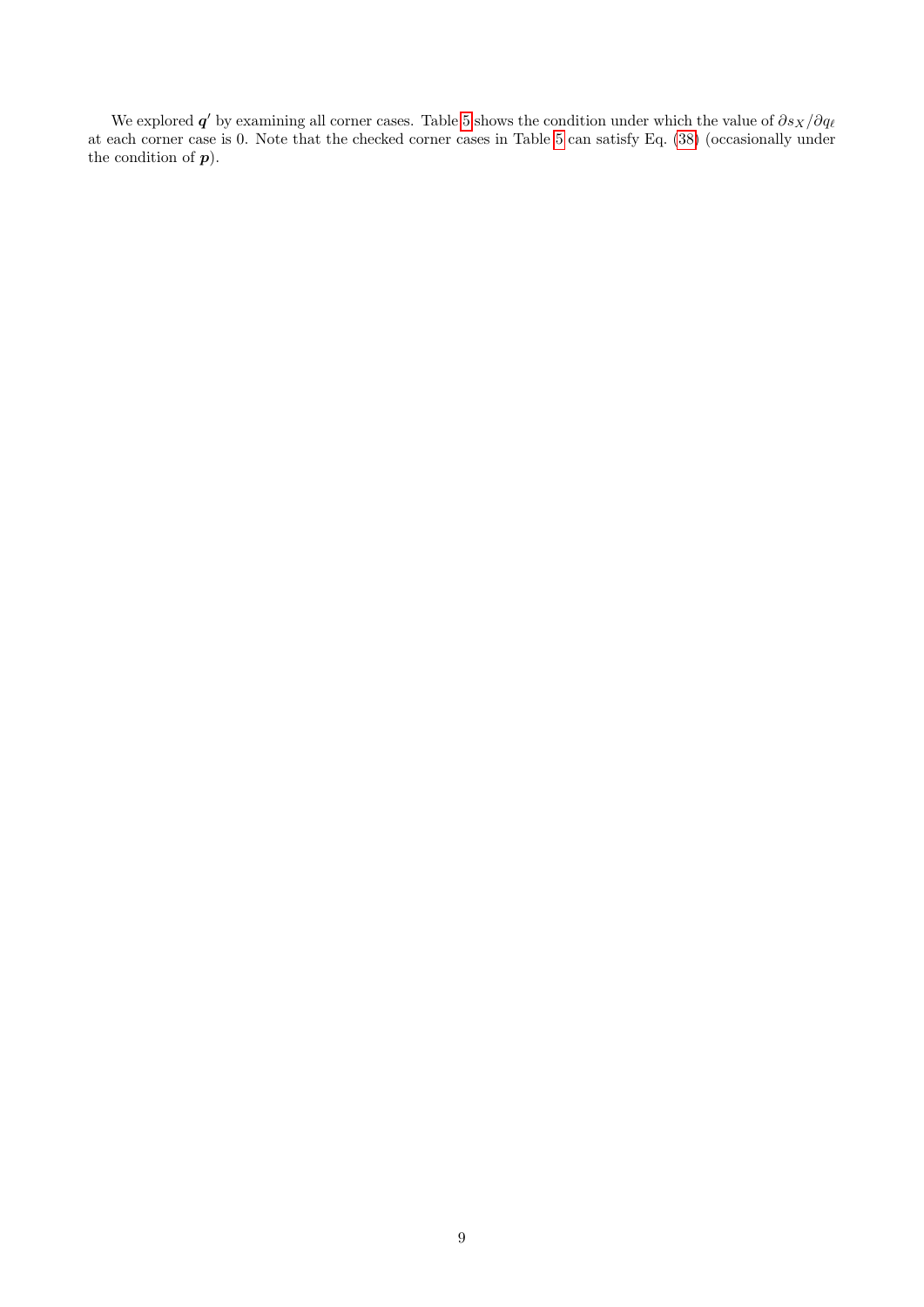We explored $\boldsymbol{q}'$ by examining all corner cases. Table 5 shows the condition under which the value of $\partial s_X/\partial q_\ell$ at each corner case is 0. Note that the checked corner cases in Table 5 can satisfy Eq. (38) (occasionally under the condition of $\boldsymbol{p}$).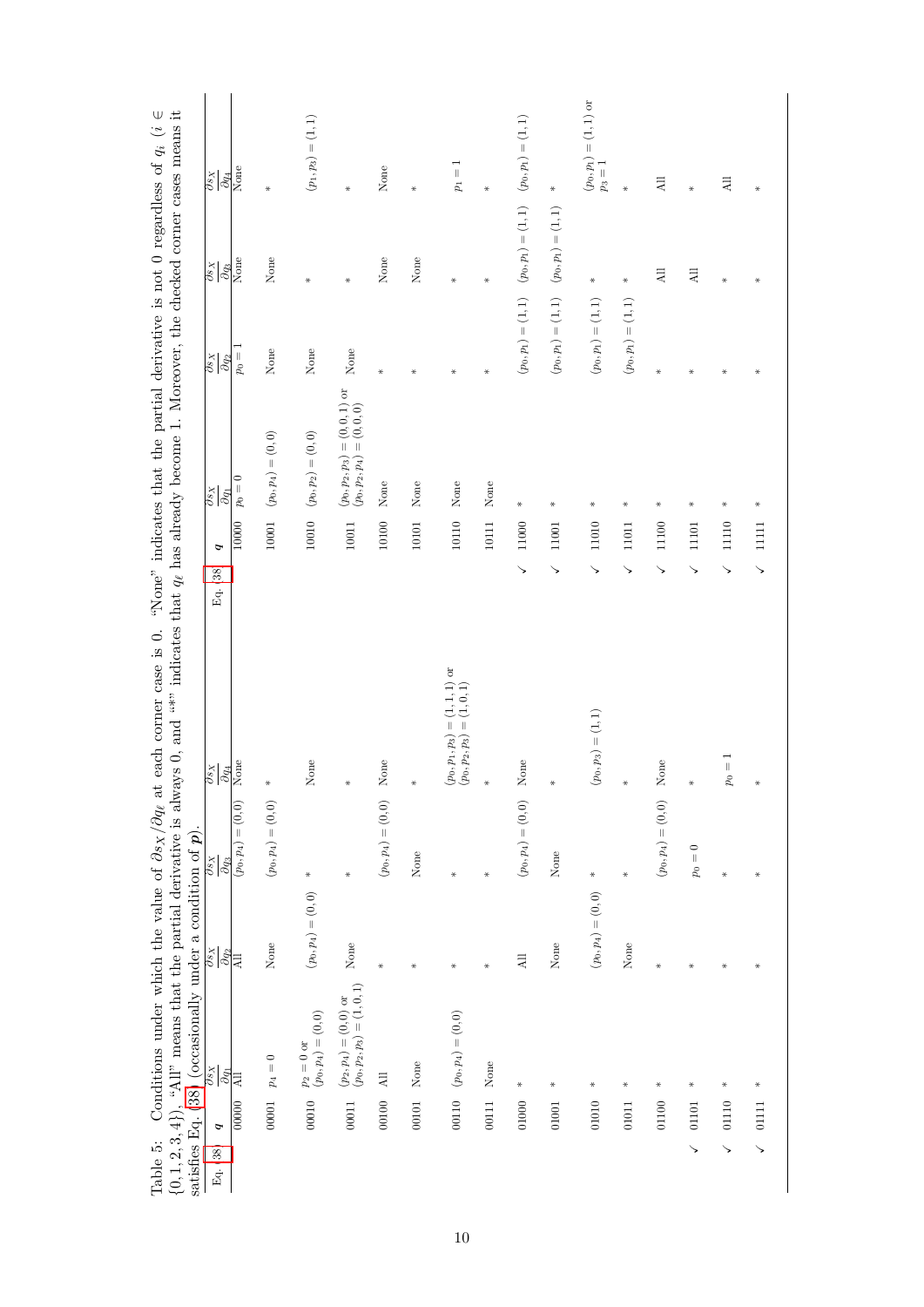Table 5: Conditions under which the value of $\partial s_X/\partial q_\ell$ at each corner case is 0. "None" indicates that the partial derivative is not 0 regardless of $q_i$ ($i \in \{0,1,2,3,4\}$), "All" means that the partial derivative is always 0, and "*" indicates that $q_\ell$ has already become 1. Moreover, the checked corner cases means it satisfies Eq. (38) (occasionally under a condition of $\boldsymbol{p}$).

| Eq. (38) | $\boldsymbol{q}$ | $\frac{\partial s_X}{\partial q_1}$ | $\frac{\partial s_X}{\partial q_2}$ | $\frac{\partial s_X}{\partial q_3}$ | $\frac{\partial s_X}{\partial q_4}$ |
|---|---|---|---|---|---|
| | 00000 | All | All | $(p_0, p_4) = (0,0)$ | None |
| | 00001 | $p_4 = 0$ | None | $(p_0, p_4) = (0,0)$ | * |
| | 00010 | $p_2 = 0$ or $(p_0, p_4) = (0,0)$ | $(p_0, p_4) = (0,0)$ | * | None |
| | 00011 | $(p_2, p_4) = (0,0)$ or $(p_0, p_2, p_3) = (1,0,1)$ | None | * | * |
| | 00100 | All | * | $(p_0, p_4) = (0,0)$ | None |
| | 00101 | None | * | None | * |
| | 00110 | $(p_0, p_4) = (0,0)$ | * | * | $(p_0, p_1, p_2) = (1,1,1)$ or $(p_0, p_2, p_3) = (1,0,1)$ |
| | 00111 | None | * | * | * |
| | 01000 | * | All | $(p_0, p_4) = (0,0)$ | None |
| | 01001 | * | None | None | * |
| | 01010 | * | $(p_0, p_4) = (0,0)$ | * | $(p_0, p_3) = (1,1)$ |
| | 01011 | * | None | * | * |
| | 01100 | * | * | $(p_0, p_4) = (0,0)$ | None |
| ✓ | 01101 | * | * | $p_0 = 0$ | * |
| ✓ | 01110 | * | * | * | $p_0 = 1$ |
| ✓ | 01111 | * | * | * | * |

| Eq. (38) | $\boldsymbol{q}$ | $\frac{\partial s_X}{\partial q_1}$ | $\frac{\partial s_X}{\partial q_2}$ | $\frac{\partial s_X}{\partial q_3}$ | $\frac{\partial s_X}{\partial q_4}$ |
|---|---|---|---|---|---|
| | 10000 | $p_0 = 0$ | $p_0 = 1$ | None | None |
| | 10001 | $(p_0, p_4) = (0,0)$ | None | None | * |
| | 10010 | $(p_0, p_2) = (0,0)$ | None | * | $(p_1, p_3) = (1,1)$ |
| | 10011 | $(p_0, p_2, p_3) = (0,0,1)$ or $(p_0, p_2, p_4) = (0,0,0)$ | None | * | * |
| | 10100 | None | * | None | None |
| | 10101 | None | * | None | * |
| | 10110 | None | * | * | $p_1 = 1$ |
| | 10111 | None | * | * | * |
| ✓ | 11000 | * | $(p_0, p_1) = (1,1)$ | $(p_0, p_1) = (1,1)$ | $(p_0, p_1) = (1,1)$ |
| ✓ | 11001 | * | $(p_0, p_1) = (1,1)$ | $(p_0, p_1) = (1,1)$ | * |
| ✓ | 11010 | * | $(p_0, p_1) = (1,1)$ | * | $(p_0, p_1) = (1,1)$ or $p_3 = 1$ |
| ✓ | 11011 | * | $(p_0, p_1) = (1,1)$ | * | * |
| ✓ | 11100 | * | * | All | All |
| ✓ | 11101 | * | * | All | * |
| ✓ | 11110 | * | * | * | All |
| ✓ | 11111 | * | * | * | * |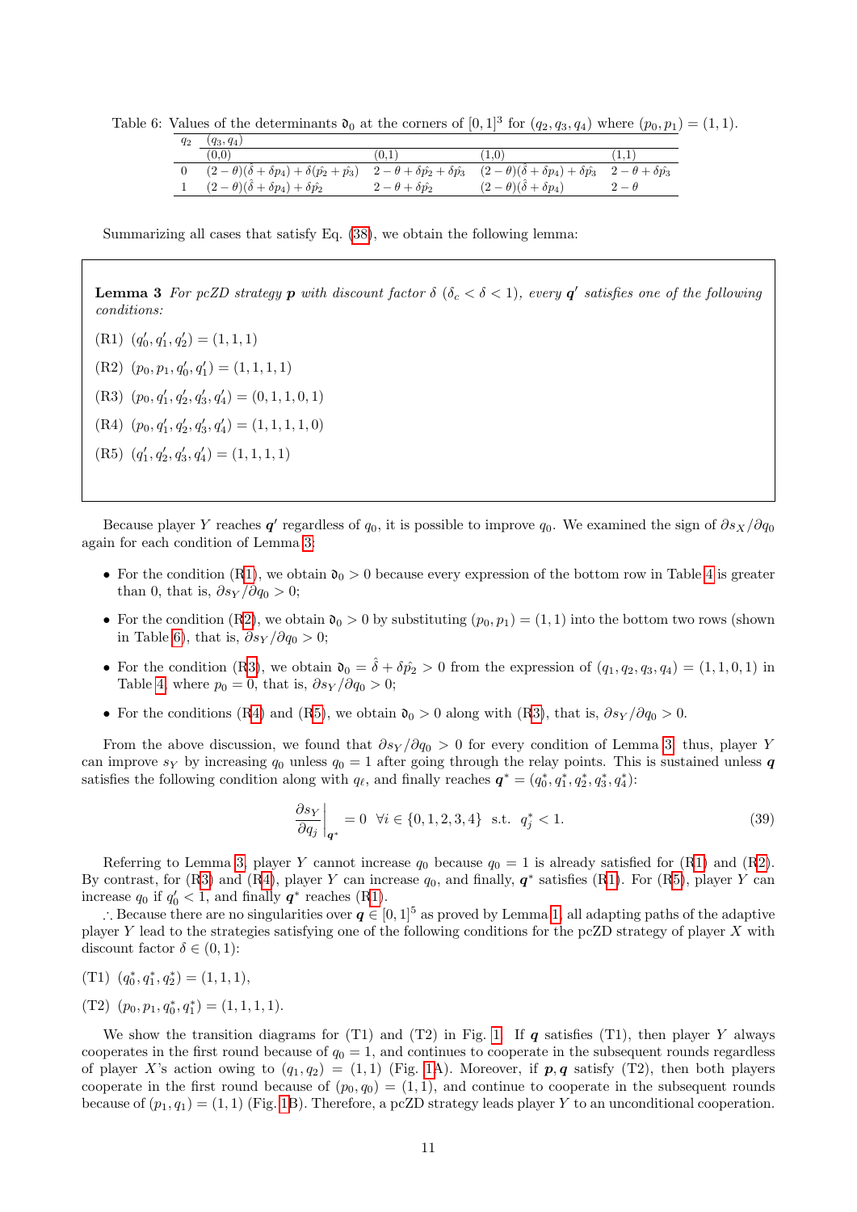Table 6: Values of the determinants $\mathfrak{d}_0$ at the corners of $[0,1]^3$ for $(q_2, q_3, q_4)$ where $(p_0, p_1) = (1,1)$.

| $q_2$ | $(q_3, q_4)$ | | | |
|---|---|---|---|---|
| | (0,0) | (0,1) | (1,0) | (1,1) |
| 0 | $(2-\theta)(\hat{\delta}+\delta p_4)+\delta(\hat{p}_2+\hat{p}_3)$ | $2-\theta+\delta\hat{p}_2+\delta\hat{p}_3$ | $(2-\theta)(\hat{\delta}+\delta p_4)+\delta\hat{p}_3$ | $2-\theta+\delta\hat{p}_3$ |
| 1 | $(2-\theta)(\hat{\delta}+\delta p_4)+\delta\hat{p}_2$ | $2-\theta+\delta\hat{p}_2$ | $(2-\theta)(\hat{\delta}+\delta p_4)$ | $2-\theta$ |

Summarizing all cases that satisfy Eq. (38), we obtain the following lemma:

**Lemma 3** *For pcZD strategy $\boldsymbol{p}$ with discount factor $\delta$ ($\delta_c < \delta < 1$), every $\boldsymbol{q}'$ satisfies one of the following conditions:*

(R1) $(q'_0, q'_1, q'_2) = (1,1,1)$

(R2) $(p_0, p_1, q'_0, q'_1) = (1,1,1,1)$

(R3) $(p_0, q'_1, q'_2, q'_3, q'_4) = (0,1,1,0,1)$

(R4) $(p_0, q'_1, q'_2, q'_3, q'_4) = (1,1,1,1,0)$

(R5) $(q'_1, q'_2, q'_3, q'_4) = (1,1,1,1)$

Because player $Y$ reaches $\boldsymbol{q}'$ regardless of $q_0$, it is possible to improve $q_0$. We examined the sign of $\partial s_X/\partial q_0$ again for each condition of Lemma 3:

- For the condition (R1), we obtain $\mathfrak{d}_0 > 0$ because every expression of the bottom row in Table 4 is greater than 0, that is, $\partial s_Y/\partial q_0 > 0$;
- For the condition (R2), we obtain $\mathfrak{d}_0 > 0$ by substituting $(p_0, p_1) = (1,1)$ into the bottom two rows (shown in Table 6), that is, $\partial s_Y/\partial q_0 > 0$;
- For the condition (R3), we obtain $\mathfrak{d}_0 = \hat{\delta} + \delta\hat{p}_2 > 0$ from the expression of $(q_1, q_2, q_3, q_4) = (1,1,0,1)$ in Table 4, where $p_0 = 0$, that is, $\partial s_Y/\partial q_0 > 0$;
- For the conditions (R4) and (R5), we obtain $\mathfrak{d}_0 > 0$ along with (R3), that is, $\partial s_Y/\partial q_0 > 0$.

From the above discussion, we found that $\partial s_Y/\partial q_0 > 0$ for every condition of Lemma 3, thus, player $Y$ can improve $s_Y$ by increasing $q_0$ unless $q_0 = 1$ after going through the relay points. This is sustained unless $\boldsymbol{q}$ satisfies the following condition along with $q_\ell$, and finally reaches $\boldsymbol{q}^* = (q_0^*, q_1^*, q_2^*, q_3^*, q_4^*)$:

$$\left.\frac{\partial s_Y}{\partial q_j}\right|_{\boldsymbol{q}^*} = 0 \ \ \forall i \in \{0,1,2,3,4\} \ \text{ s.t. } \ q_j^* < 1. \tag{39}$$

Referring to Lemma 3, player $Y$ cannot increase $q_0$ because $q_0 = 1$ is already satisfied for (R1) and (R2). By contrast, for (R3) and (R4), player $Y$ can increase $q_0$, and finally, $\boldsymbol{q}^*$ satisfies (R1). For (R5), player $Y$ can increase $q_0$ if $q'_0 < 1$, and finally $\boldsymbol{q}^*$ reaches (R1).

$\therefore$ Because there are no singularities over $\boldsymbol{q} \in [0,1]^5$ as proved by Lemma 1, all adapting paths of the adaptive player $Y$ lead to the strategies satisfying one of the following conditions for the pcZD strategy of player $X$ with discount factor $\delta \in (0,1)$:

(T1) $(q_0^*, q_1^*, q_2^*) = (1,1,1)$,

(T2) $(p_0, p_1, q_0^*, q_1^*) = (1,1,1,1)$.

We show the transition diagrams for (T1) and (T2) in Fig. 1. If $\boldsymbol{q}$ satisfies (T1), then player $Y$ always cooperates in the first round because of $q_0 = 1$, and continues to cooperate in the subsequent rounds regardless of player $X$'s action owing to $(q_1, q_2) = (1,1)$ (Fig. 1A). Moreover, if $\boldsymbol{p}, \boldsymbol{q}$ satisfy (T2), then both players cooperate in the first round because of $(p_0, q_0) = (1,1)$, and continue to cooperate in the subsequent rounds because of $(p_1, q_1) = (1,1)$ (Fig. 1B). Therefore, a pcZD strategy leads player $Y$ to an unconditional cooperation.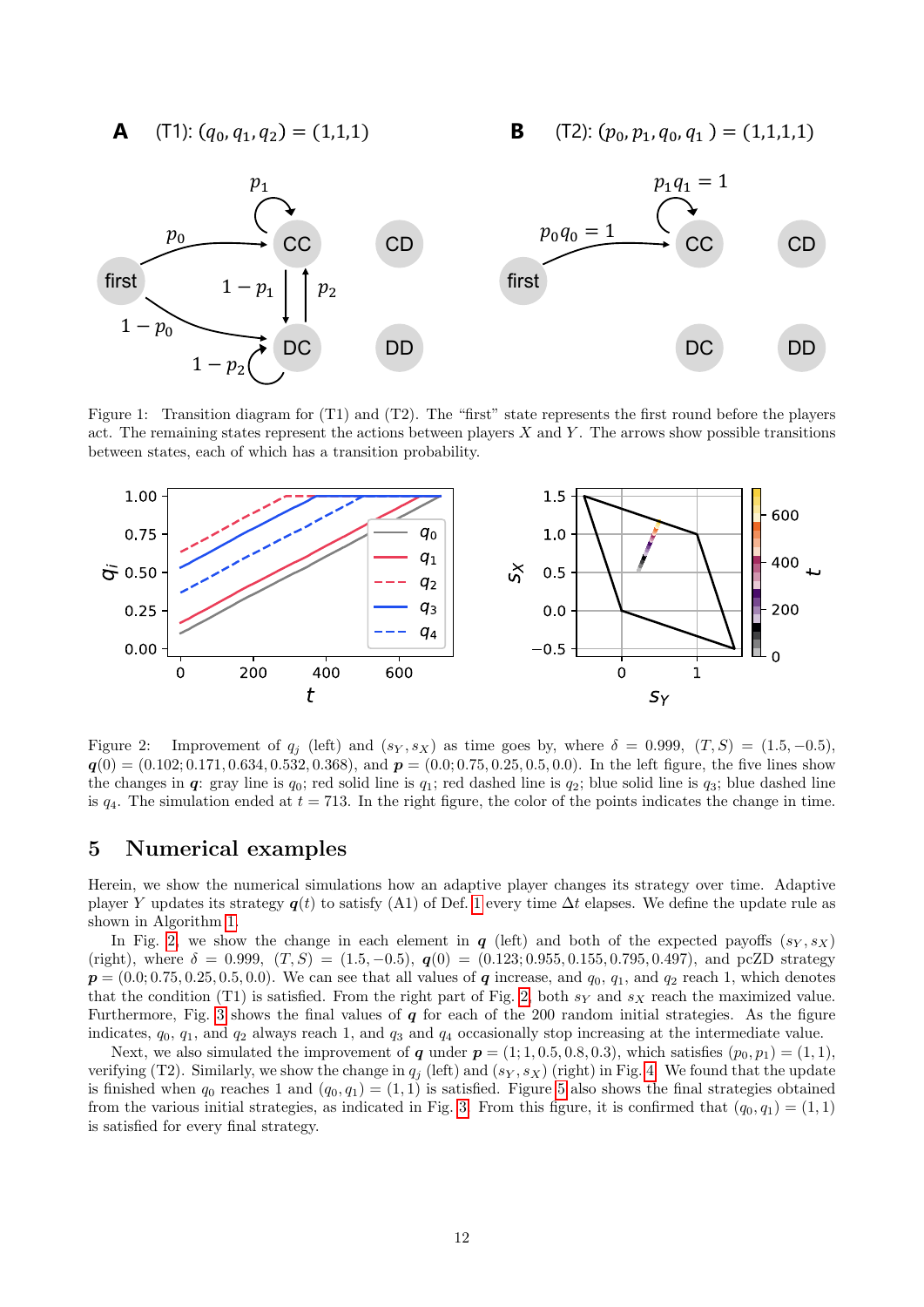Figure 1: Transition diagram for (T1) and (T2). The "first" state represents the first round before the players act. The remaining states represent the actions between players $X$ and $Y$. The arrows show possible transitions between states, each of which has a transition probability.

Figure 2: Improvement of $q_j$ (left) and $(s_Y, s_X)$ as time goes by, where $\delta = 0.999$, $(T, S) = (1.5, -0.5)$, $\boldsymbol{q}(0) = (0.102; 0.171, 0.634, 0.532, 0.368)$, and $\boldsymbol{p} = (0.0; 0.75, 0.25, 0.5, 0.0)$. In the left figure, the five lines show the changes in $\boldsymbol{q}$: gray line is $q_0$; red solid line is $q_1$; red dashed line is $q_2$; blue solid line is $q_3$; blue dashed line is $q_4$. The simulation ended at $t = 713$. In the right figure, the color of the points indicates the change in time.

## 5 Numerical examples

Herein, we show the numerical simulations how an adaptive player changes its strategy over time. Adaptive player $Y$ updates its strategy $\boldsymbol{q}(t)$ to satisfy (A1) of Def. 1 every time $\Delta t$ elapses. We define the update rule as shown in Algorithm 1.

In Fig. 2, we show the change in each element in $\boldsymbol{q}$ (left) and both of the expected payoffs $(s_Y, s_X)$ (right), where $\delta = 0.999$, $(T, S) = (1.5, -0.5)$, $\boldsymbol{q}(0) = (0.123; 0.955, 0.155, 0.795, 0.497)$, and pcZD strategy $\boldsymbol{p} = (0.0; 0.75, 0.25, 0.5, 0.0)$. We can see that all values of $\boldsymbol{q}$ increase, and $q_0$, $q_1$, and $q_2$ reach 1, which denotes that the condition (T1) is satisfied. From the right part of Fig. 2, both $s_Y$ and $s_X$ reach the maximized value. Furthermore, Fig. 3 shows the final values of $\boldsymbol{q}$ for each of the 200 random initial strategies. As the figure indicates, $q_0$, $q_1$, and $q_2$ always reach 1, and $q_3$ and $q_4$ occasionally stop increasing at the intermediate value.

Next, we also simulated the improvement of $\boldsymbol{q}$ under $\boldsymbol{p} = (1; 1, 0.5, 0.8, 0.3)$, which satisfies $(p_0, p_1) = (1, 1)$, verifying (T2). Similarly, we show the change in $q_j$ (left) and $(s_Y, s_X)$ (right) in Fig. 4. We found that the update is finished when $q_0$ reaches 1 and $(q_0, q_1) = (1, 1)$ is satisfied. Figure 5 also shows the final strategies obtained from the various initial strategies, as indicated in Fig. 3. From this figure, it is confirmed that $(q_0, q_1) = (1, 1)$ is satisfied for every final strategy.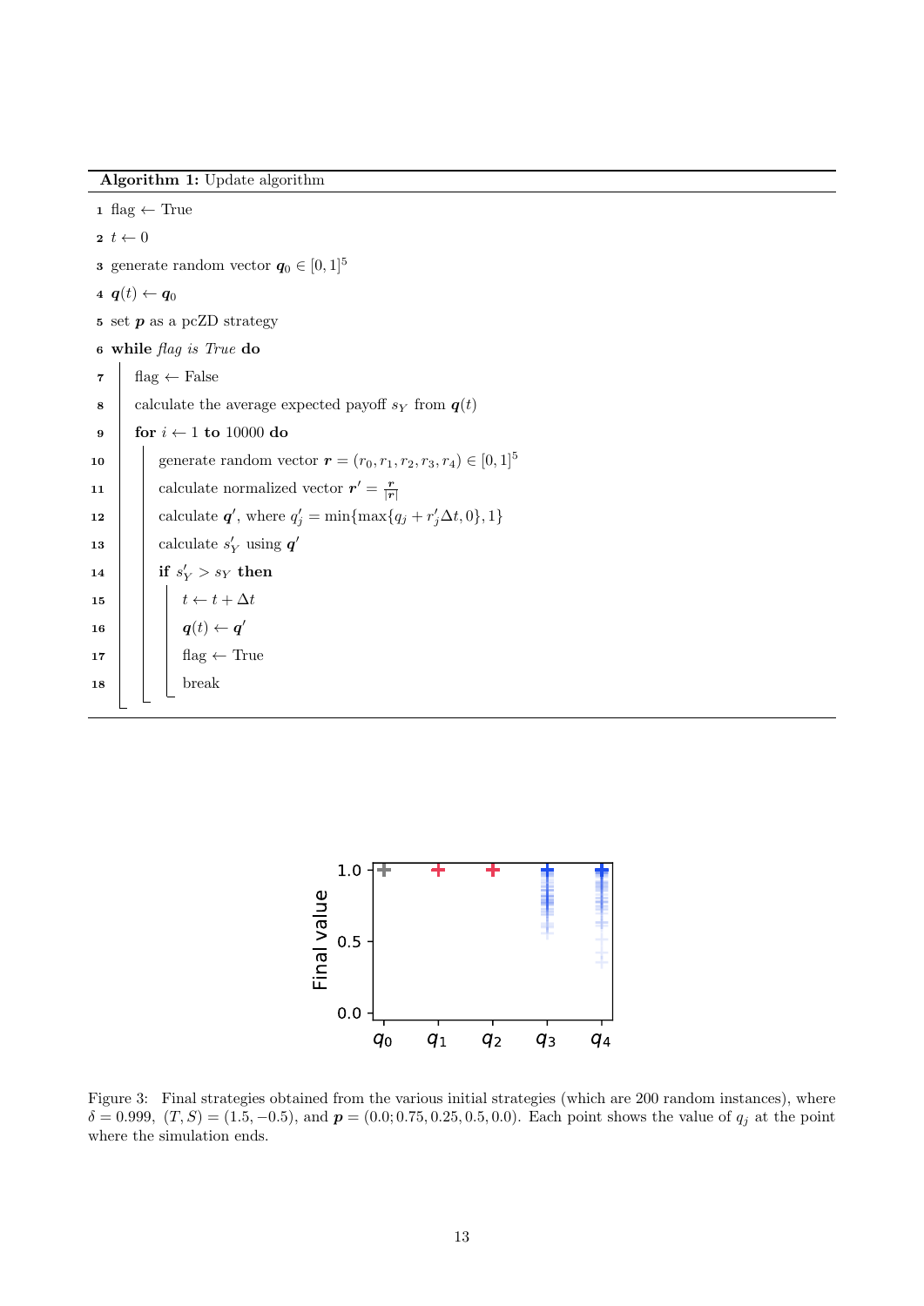**Algorithm 1:** Update algorithm

```
1  flag ← True
2  t ← 0
3  generate random vector q_0 ∈ [0,1]^5
4  q(t) ← q_0
5  set p as a pcZD strategy
6  while flag is True do
7      flag ← False
8      calculate the average expected payoff s_Y from q(t)
9      for i ← 1 to 10000 do
10         generate random vector r = (r_0, r_1, r_2, r_3, r_4) ∈ [0,1]^5
11         calculate normalized vector r' = r / |r|
12         calculate q', where q'_j = min{max{q_j + r'_j Δt, 0}, 1}
13         calculate s'_Y using q'
14         if s'_Y > s_Y then
15             t ← t + Δt
16             q(t) ← q'
17             flag ← True
18             break
```

Figure 3: Final strategies obtained from the various initial strategies (which are 200 random instances), where $\delta = 0.999$, $(T, S) = (1.5, -0.5)$, and $\boldsymbol{p} = (0.0; 0.75, 0.25, 0.5, 0.0)$. Each point shows the value of $q_j$ at the point where the simulation ends.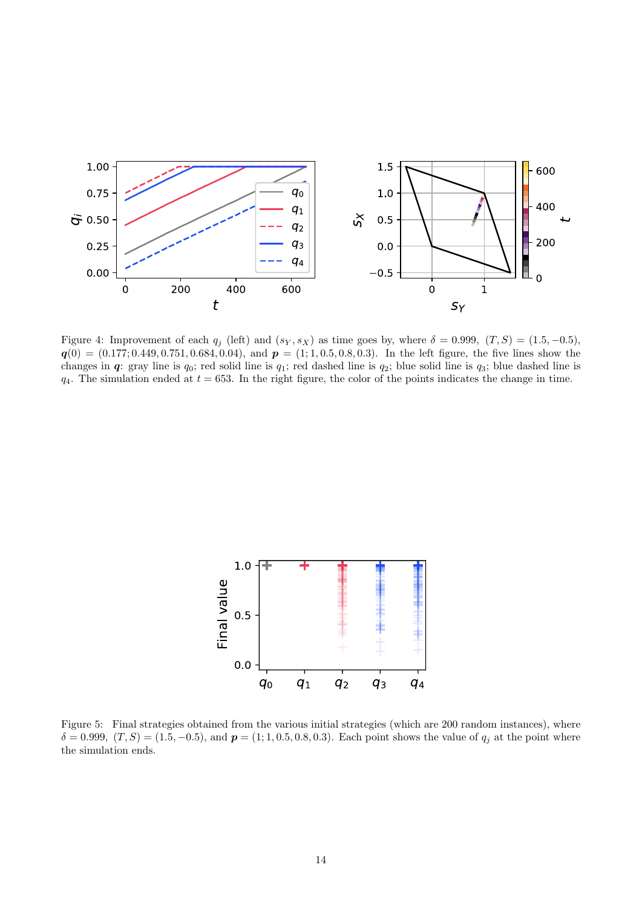Figure 4: Improvement of each $q_j$ (left) and $(s_Y, s_X)$ as time goes by, where $\delta = 0.999$, $(T, S) = (1.5, -0.5)$, $\boldsymbol{q}(0) = (0.177; 0.449, 0.751, 0.684, 0.04)$, and $\boldsymbol{p} = (1; 1, 0.5, 0.8, 0.3)$. In the left figure, the five lines show the changes in $\boldsymbol{q}$: gray line is $q_0$; red solid line is $q_1$; red dashed line is $q_2$; blue solid line is $q_3$; blue dashed line is $q_4$. The simulation ended at $t = 653$. In the right figure, the color of the points indicates the change in time.

Figure 5: Final strategies obtained from the various initial strategies (which are 200 random instances), where $\delta = 0.999$, $(T, S) = (1.5, -0.5)$, and $\boldsymbol{p} = (1; 1, 0.5, 0.8, 0.3)$. Each point shows the value of $q_j$ at the point where the simulation ends.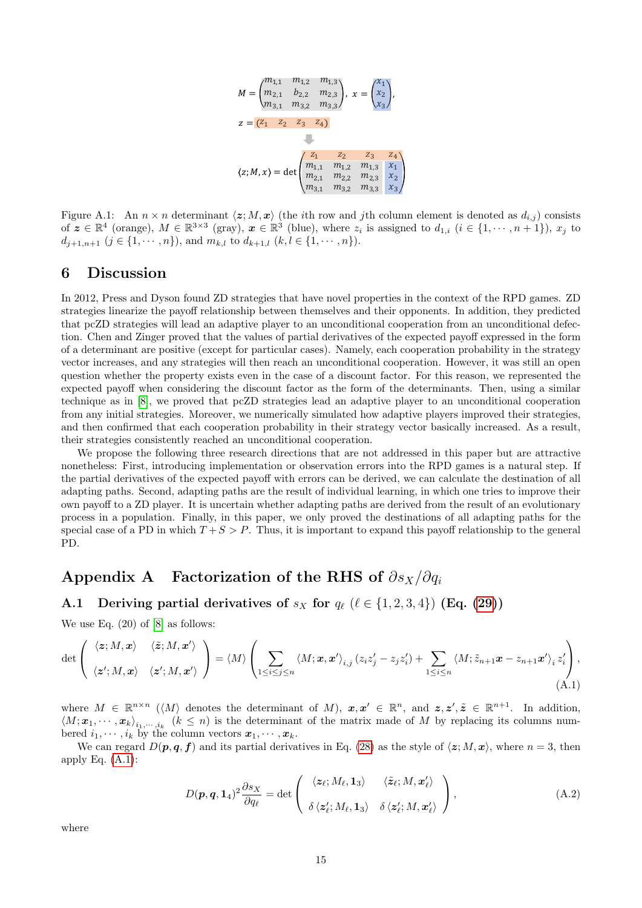$$
M = \begin{pmatrix} m_{1,1} & m_{1,2} & m_{1,3} \\ m_{2,1} & b_{2,2} & m_{2,3} \\ m_{3,1} & m_{3,2} & m_{3,3} \end{pmatrix},\ x = \begin{pmatrix} x_1 \\ x_2 \\ x_3 \end{pmatrix},
$$

$$
z = \begin{pmatrix} z_1 & z_2 & z_3 & z_4 \end{pmatrix}
$$

$$
\langle z; M, x \rangle = \det \begin{pmatrix} z_1 & z_2 & z_3 & z_4 \\ m_{1,1} & m_{1,2} & m_{1,3} & x_1 \\ m_{2,1} & m_{2,2} & m_{2,3} & x_2 \\ m_{3,1} & m_{3,2} & m_{3,3} & x_3 \end{pmatrix}
$$

Figure A.1: An $n \times n$ determinant $\langle \boldsymbol{z}; M, \boldsymbol{x} \rangle$ (the $i$th row and $j$th column element is denoted as $d_{i,j}$) consists of $\boldsymbol{z} \in \mathbb{R}^4$ (orange), $M \in \mathbb{R}^{3\times 3}$ (gray), $\boldsymbol{x} \in \mathbb{R}^3$ (blue), where $z_i$ is assigned to $d_{1,i}$ ($i \in \{1, \cdots, n+1\}$), $x_j$ to $d_{j+1,n+1}$ ($j \in \{1, \cdots, n\}$), and $m_{k,l}$ to $d_{k+1,l}$ ($k, l \in \{1, \cdots, n\}$).

# 6 Discussion

In 2012, Press and Dyson found ZD strategies that have novel properties in the context of the RPD games. ZD strategies linearize the payoff relationship between themselves and their opponents. In addition, they predicted that pcZD strategies will lead an adaptive player to an unconditional cooperation from an unconditional defection. Chen and Zinger proved that the values of partial derivatives of the expected payoff expressed in the form of a determinant are positive (except for particular cases). Namely, each cooperation probability in the strategy vector increases, and any strategies will then reach an unconditional cooperation. However, it was still an open question whether the property exists even in the case of a discount factor. For this reason, we represented the expected payoff when considering the discount factor as the form of the determinants. Then, using a similar technique as in [8], we proved that pcZD strategies lead an adaptive player to an unconditional cooperation from any initial strategies. Moreover, we numerically simulated how adaptive players improved their strategies, and then confirmed that each cooperation probability in their strategy vector basically increased. As a result, their strategies consistently reached an unconditional cooperation.

We propose the following three research directions that are not addressed in this paper but are attractive nonetheless: First, introducing implementation or observation errors into the RPD games is a natural step. If the partial derivatives of the expected payoff with errors can be derived, we can calculate the destination of all adapting paths. Second, adapting paths are the result of individual learning, in which one tries to improve their own payoff to a ZD player. It is uncertain whether adapting paths are derived from the result of an evolutionary process in a population. Finally, in this paper, we only proved the destinations of all adapting paths for the special case of a PD in which $T + S > P$. Thus, it is important to expand this payoff relationship to the general PD.

# Appendix A Factorization of the RHS of $\partial s_X / \partial q_i$

## A.1 Deriving partial derivatives of $s_X$ for $q_\ell$ ($\ell \in \{1, 2, 3, 4\}$) (Eq. (29))

We use Eq. (20) of [8] as follows:

$$
\det \begin{pmatrix} \langle \boldsymbol{z}; M, \boldsymbol{x} \rangle & \langle \tilde{\boldsymbol{z}}; M, \boldsymbol{x}' \rangle \\ \langle \boldsymbol{z}'; M, \boldsymbol{x} \rangle & \langle \boldsymbol{z}'; M, \boldsymbol{x}' \rangle \end{pmatrix} = \langle M \rangle \left( \sum_{1 \le i \le j \le n} \langle M; \boldsymbol{x}, \boldsymbol{x}' \rangle_{i,j} (z_i z'_j - z_j z'_i) + \sum_{1 \le i \le n} \langle M; \tilde{z}_{n+1} \boldsymbol{x} - z_{n+1} \boldsymbol{x}' \rangle_i \, z'_i \right), \tag{A.1}
$$

where $M \in \mathbb{R}^{n \times n}$ ($\langle M \rangle$ denotes the determinant of $M$), $\boldsymbol{x}, \boldsymbol{x}' \in \mathbb{R}^n$, and $\boldsymbol{z}, \boldsymbol{z}', \tilde{\boldsymbol{z}} \in \mathbb{R}^{n+1}$. In addition, $\langle M; \boldsymbol{x}_1, \cdots, \boldsymbol{x}_k \rangle_{i_1, \cdots, i_k}$ ($k \le n$) is the determinant of the matrix made of $M$ by replacing its columns numbered $i_1, \cdots, i_k$ by the column vectors $\boldsymbol{x}_1, \cdots, \boldsymbol{x}_k$.

We can regard $D(\boldsymbol{p}, \boldsymbol{q}, \boldsymbol{f})$ and its partial derivatives in Eq. (28) as the style of $\langle \boldsymbol{z}; M, \boldsymbol{x} \rangle$, where $n = 3$, then apply Eq. (A.1):

$$
D(\boldsymbol{p}, \boldsymbol{q}, \boldsymbol{1}_4)^2 \frac{\partial s_X}{\partial q_\ell} = \det \begin{pmatrix} \langle \boldsymbol{z}_\ell; M_\ell, \boldsymbol{1}_3 \rangle & \langle \tilde{\boldsymbol{z}}_\ell; M, \boldsymbol{x}'_\ell \rangle \\ \delta \langle \boldsymbol{z}'_\ell; M_\ell, \boldsymbol{1}_3 \rangle & \delta \langle \boldsymbol{z}'_\ell; M, \boldsymbol{x}'_\ell \rangle \end{pmatrix}, \tag{A.2}
$$

where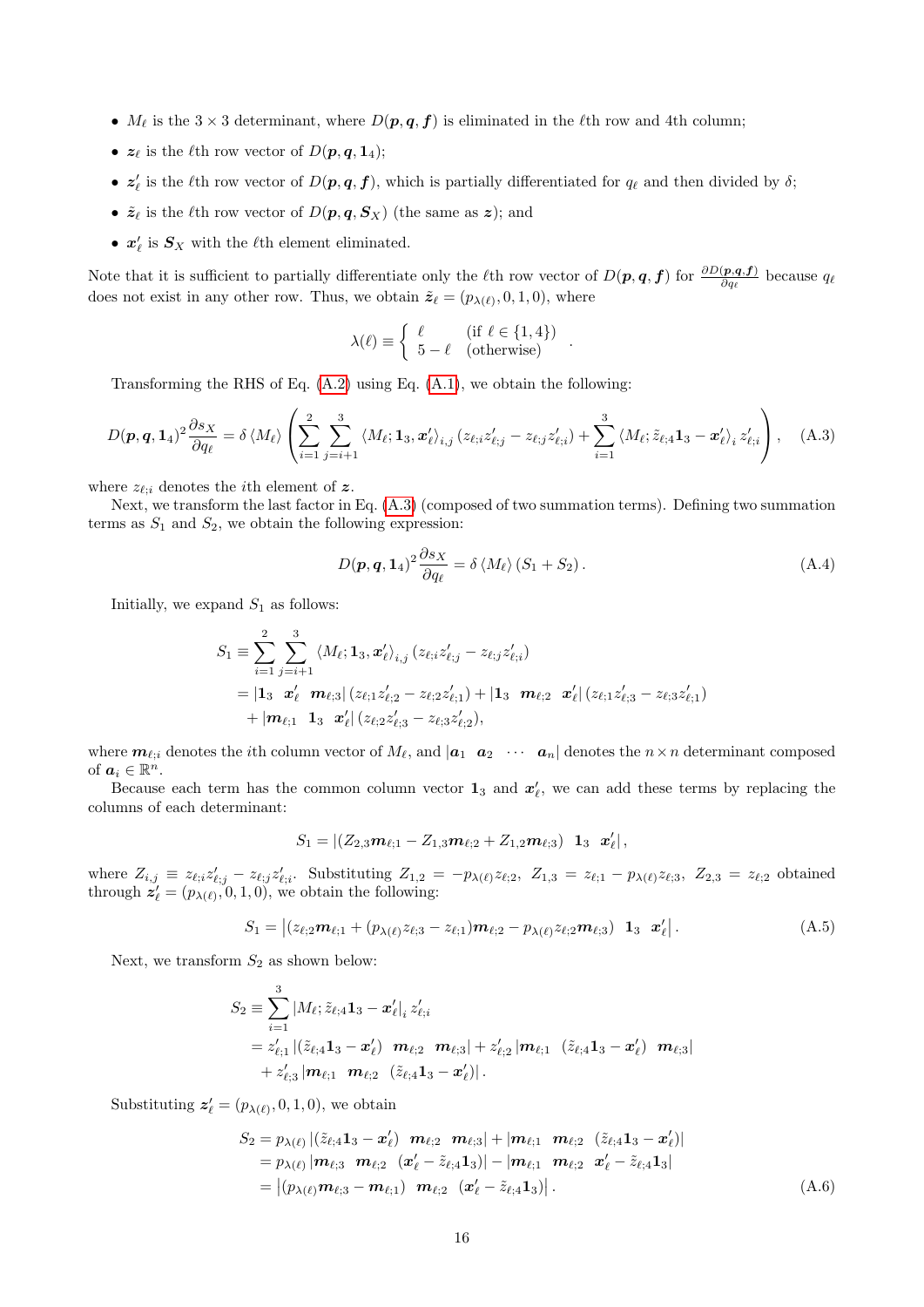- $M_\ell$ is the $3 \times 3$ determinant, where $D(\boldsymbol{p}, \boldsymbol{q}, \boldsymbol{f})$ is eliminated in the $\ell$th row and 4th column;
- $\boldsymbol{z}_\ell$ is the $\ell$th row vector of $D(\boldsymbol{p}, \boldsymbol{q}, \mathbf{1}_4)$;
- $\boldsymbol{z}'_\ell$ is the $\ell$th row vector of $D(\boldsymbol{p}, \boldsymbol{q}, \boldsymbol{f})$, which is partially differentiated for $q_\ell$ and then divided by $\delta$;
- $\tilde{\boldsymbol{z}}_\ell$ is the $\ell$th row vector of $D(\boldsymbol{p}, \boldsymbol{q}, \boldsymbol{S}_X)$ (the same as $\boldsymbol{z}$); and
- $\boldsymbol{x}'_\ell$ is $\boldsymbol{S}_X$ with the $\ell$th element eliminated.

Note that it is sufficient to partially differentiate only the $\ell$th row vector of $D(\boldsymbol{p}, \boldsymbol{q}, \boldsymbol{f})$ for $\frac{\partial D(\boldsymbol{p},\boldsymbol{q},\boldsymbol{f})}{\partial q_\ell}$ because $q_\ell$ does not exist in any other row. Thus, we obtain $\tilde{\boldsymbol{z}}_\ell = (p_{\lambda(\ell)}, 0, 1, 0)$, where

$$\lambda(\ell) \equiv \begin{cases} \ell & (\text{if } \ell \in \{1, 4\}) \\ 5 - \ell & (\text{otherwise}) \end{cases} .$$

Transforming the RHS of Eq. (A.2) using Eq. (A.1), we obtain the following:

$$D(\boldsymbol{p}, \boldsymbol{q}, \mathbf{1}_4)^2 \frac{\partial s_X}{\partial q_\ell} = \delta \langle M_\ell \rangle \left( \sum_{i=1}^{2} \sum_{j=i+1}^{3} \langle M_\ell; \mathbf{1}_3, \boldsymbol{x}'_\ell \rangle_{i,j} (z_{\ell;i} z'_{\ell;j} - z_{\ell;j} z'_{\ell;i}) + \sum_{i=1}^{3} \langle M_\ell; \tilde{z}_{\ell;4} \mathbf{1}_3 - \boldsymbol{x}'_\ell \rangle_i z'_{\ell;i} \right), \tag{A.3}$$

where $z_{\ell;i}$ denotes the $i$th element of $\boldsymbol{z}$.

Next, we transform the last factor in Eq. (A.3) (composed of two summation terms). Defining two summation terms as $S_1$ and $S_2$, we obtain the following expression:

$$D(\boldsymbol{p}, \boldsymbol{q}, \mathbf{1}_4)^2 \frac{\partial s_X}{\partial q_\ell} = \delta \langle M_\ell \rangle (S_1 + S_2). \tag{A.4}$$

Initially, we expand $S_1$ as follows:

$$\begin{aligned}
S_1 &\equiv \sum_{i=1}^{2} \sum_{j=i+1}^{3} \langle M_\ell; \mathbf{1}_3, \boldsymbol{x}'_\ell \rangle_{i,j} (z_{\ell;i} z'_{\ell;j} - z_{\ell;j} z'_{\ell;i}) \\
&= |\mathbf{1}_3 \;\; \boldsymbol{x}'_\ell \;\; \boldsymbol{m}_{\ell;3}| (z_{\ell;1} z'_{\ell;2} - z_{\ell;2} z'_{\ell;1}) + |\mathbf{1}_3 \;\; \boldsymbol{m}_{\ell;2} \;\; \boldsymbol{x}'_\ell| (z_{\ell;1} z'_{\ell;3} - z_{\ell;3} z'_{\ell;1}) \\
&\quad + |\boldsymbol{m}_{\ell;1} \;\; \mathbf{1}_3 \;\; \boldsymbol{x}'_\ell| (z_{\ell;2} z'_{\ell;3} - z_{\ell;3} z'_{\ell;2}),
\end{aligned}$$

where $\boldsymbol{m}_{\ell;i}$ denotes the $i$th column vector of $M_\ell$, and $|\boldsymbol{a}_1 \;\; \boldsymbol{a}_2 \;\; \cdots \;\; \boldsymbol{a}_n|$ denotes the $n \times n$ determinant composed of $\boldsymbol{a}_i \in \mathbb{R}^n$.

Because each term has the common column vector $\mathbf{1}_3$ and $\boldsymbol{x}'_\ell$, we can add these terms by replacing the columns of each determinant:

$$S_1 = |(Z_{2,3} \boldsymbol{m}_{\ell;1} - Z_{1,3} \boldsymbol{m}_{\ell;2} + Z_{1,2} \boldsymbol{m}_{\ell;3}) \;\; \mathbf{1}_3 \;\; \boldsymbol{x}'_\ell|,$$

where $Z_{i,j} \equiv z_{\ell;i} z'_{\ell;j} - z_{\ell;j} z'_{\ell;i}$. Substituting $Z_{1,2} = -p_{\lambda(\ell)} z_{\ell;2}$, $Z_{1,3} = z_{\ell;1} - p_{\lambda(\ell)} z_{\ell;3}$, $Z_{2,3} = z_{\ell;2}$ obtained through $\boldsymbol{z}'_\ell = (p_{\lambda(\ell)}, 0, 1, 0)$, we obtain the following:

$$S_1 = \left| (z_{\ell;2} \boldsymbol{m}_{\ell;1} + (p_{\lambda(\ell)} z_{\ell;3} - z_{\ell;1}) \boldsymbol{m}_{\ell;2} - p_{\lambda(\ell)} z_{\ell;2} \boldsymbol{m}_{\ell;3}) \;\; \mathbf{1}_3 \;\; \boldsymbol{x}'_\ell \right|. \tag{A.5}$$

Next, we transform $S_2$ as shown below:

$$\begin{aligned}
S_2 &\equiv \sum_{i=1}^{3} |M_\ell; \tilde{z}_{\ell;4} \mathbf{1}_3 - \boldsymbol{x}'_\ell|_i \, z'_{\ell;i} \\
&= z'_{\ell;1} |(\tilde{z}_{\ell;4} \mathbf{1}_3 - \boldsymbol{x}'_\ell) \;\; \boldsymbol{m}_{\ell;2} \;\; \boldsymbol{m}_{\ell;3}| + z'_{\ell;2} |\boldsymbol{m}_{\ell;1} \;\; (\tilde{z}_{\ell;4} \mathbf{1}_3 - \boldsymbol{x}'_\ell) \;\; \boldsymbol{m}_{\ell;3}| \\
&\quad + z'_{\ell;3} |\boldsymbol{m}_{\ell;1} \;\; \boldsymbol{m}_{\ell;2} \;\; (\tilde{z}_{\ell;4} \mathbf{1}_3 - \boldsymbol{x}'_\ell)|.
\end{aligned}$$

Substituting $\boldsymbol{z}'_\ell = (p_{\lambda(\ell)}, 0, 1, 0)$, we obtain

$$\begin{aligned}
S_2 &= p_{\lambda(\ell)} |(\tilde{z}_{\ell;4} \mathbf{1}_3 - \boldsymbol{x}'_\ell) \;\; \boldsymbol{m}_{\ell;2} \;\; \boldsymbol{m}_{\ell;3}| + |\boldsymbol{m}_{\ell;1} \;\; \boldsymbol{m}_{\ell;2} \;\; (\tilde{z}_{\ell;4} \mathbf{1}_3 - \boldsymbol{x}'_\ell)| \\
&= p_{\lambda(\ell)} |\boldsymbol{m}_{\ell;3} \;\; \boldsymbol{m}_{\ell;2} \;\; (\boldsymbol{x}'_\ell - \tilde{z}_{\ell;4} \mathbf{1}_3)| - |\boldsymbol{m}_{\ell;1} \;\; \boldsymbol{m}_{\ell;2} \;\; \boldsymbol{x}'_\ell - \tilde{z}_{\ell;4} \mathbf{1}_3| \\
&= \left| (p_{\lambda(\ell)} \boldsymbol{m}_{\ell;3} - \boldsymbol{m}_{\ell;1}) \;\; \boldsymbol{m}_{\ell;2} \;\; (\boldsymbol{x}'_\ell - \tilde{z}_{\ell;4} \mathbf{1}_3) \right|.
\end{aligned} \tag{A.6}$$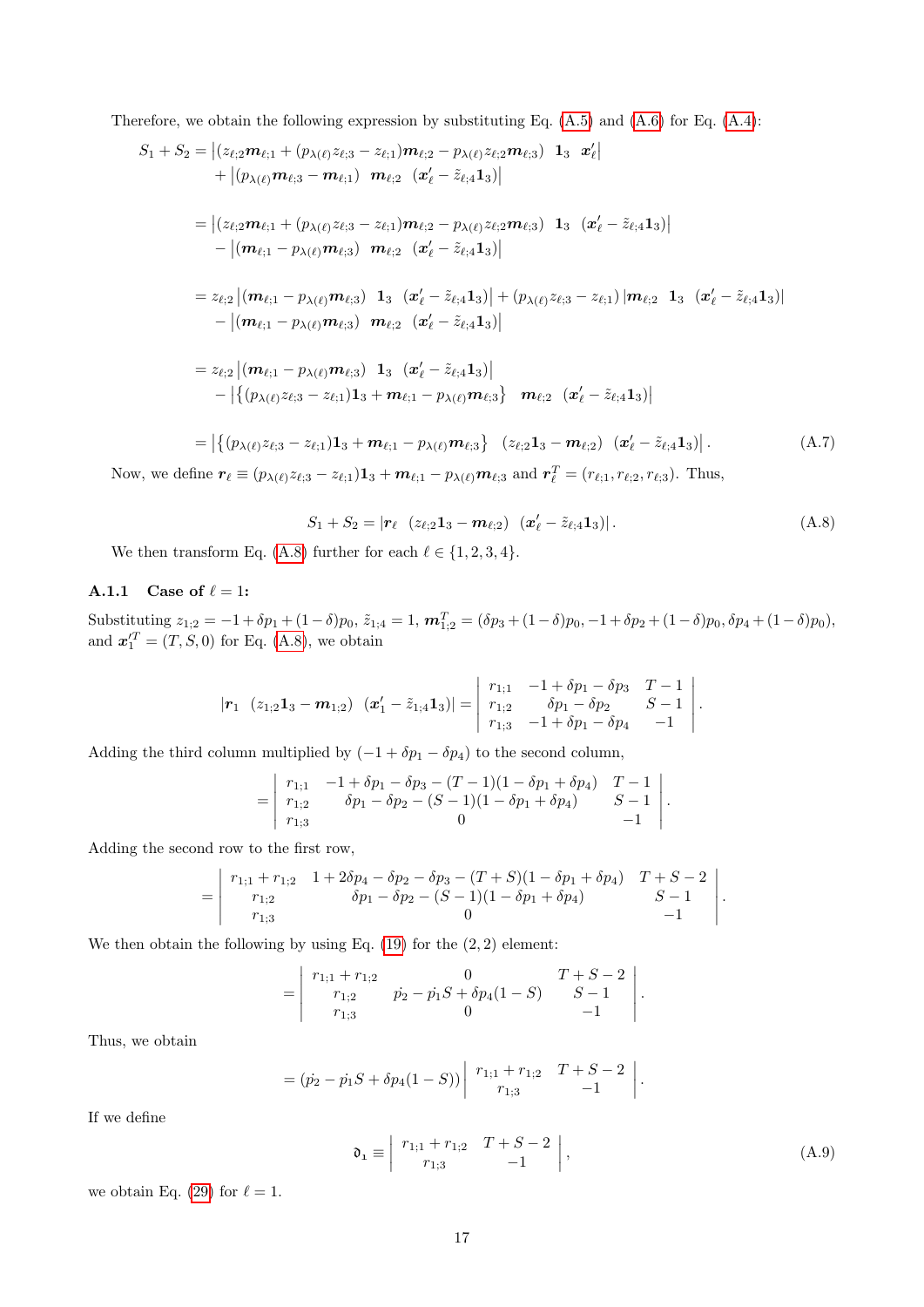Therefore, we obtain the following expression by substituting Eq. (A.5) and (A.6) for Eq. (A.4):

$$
\begin{aligned}
S_1 + S_2 &= \left| (z_{\ell;2}\boldsymbol{m}_{\ell;1} + (p_{\lambda(\ell)} z_{\ell;3} - z_{\ell;1})\boldsymbol{m}_{\ell;2} - p_{\lambda(\ell)} z_{\ell;2}\boldsymbol{m}_{\ell;3}) \;\; \boldsymbol{1}_3 \;\; \boldsymbol{x}'_\ell \right| \\
&\quad + \left| (p_{\lambda(\ell)}\boldsymbol{m}_{\ell;3} - \boldsymbol{m}_{\ell;1}) \;\; \boldsymbol{m}_{\ell;2} \;\; (\boldsymbol{x}'_\ell - \tilde{z}_{\ell;4}\boldsymbol{1}_3) \right| \\
&= \left| (z_{\ell;2}\boldsymbol{m}_{\ell;1} + (p_{\lambda(\ell)} z_{\ell;3} - z_{\ell;1})\boldsymbol{m}_{\ell;2} - p_{\lambda(\ell)} z_{\ell;2}\boldsymbol{m}_{\ell;3}) \;\; \boldsymbol{1}_3 \;\; (\boldsymbol{x}'_\ell - \tilde{z}_{\ell;4}\boldsymbol{1}_3) \right| \\
&\quad - \left| (\boldsymbol{m}_{\ell;1} - p_{\lambda(\ell)}\boldsymbol{m}_{\ell;3}) \;\; \boldsymbol{m}_{\ell;2} \;\; (\boldsymbol{x}'_\ell - \tilde{z}_{\ell;4}\boldsymbol{1}_3) \right| \\
&= z_{\ell;2} \left| (\boldsymbol{m}_{\ell;1} - p_{\lambda(\ell)}\boldsymbol{m}_{\ell;3}) \;\; \boldsymbol{1}_3 \;\; (\boldsymbol{x}'_\ell - \tilde{z}_{\ell;4}\boldsymbol{1}_3) \right| + (p_{\lambda(\ell)} z_{\ell;3} - z_{\ell;1}) \left| \boldsymbol{m}_{\ell;2} \;\; \boldsymbol{1}_3 \;\; (\boldsymbol{x}'_\ell - \tilde{z}_{\ell;4}\boldsymbol{1}_3) \right| \\
&\quad - \left| (\boldsymbol{m}_{\ell;1} - p_{\lambda(\ell)}\boldsymbol{m}_{\ell;3}) \;\; \boldsymbol{m}_{\ell;2} \;\; (\boldsymbol{x}'_\ell - \tilde{z}_{\ell;4}\boldsymbol{1}_3) \right| \\
&= z_{\ell;2} \left| (\boldsymbol{m}_{\ell;1} - p_{\lambda(\ell)}\boldsymbol{m}_{\ell;3}) \;\; \boldsymbol{1}_3 \;\; (\boldsymbol{x}'_\ell - \tilde{z}_{\ell;4}\boldsymbol{1}_3) \right| \\
&\quad - \left| \left\{ (p_{\lambda(\ell)} z_{\ell;3} - z_{\ell;1})\boldsymbol{1}_3 + \boldsymbol{m}_{\ell;1} - p_{\lambda(\ell)}\boldsymbol{m}_{\ell;3} \right\} \;\; \boldsymbol{m}_{\ell;2} \;\; (\boldsymbol{x}'_\ell - \tilde{z}_{\ell;4}\boldsymbol{1}_3) \right| \\
&= \left| \left\{ (p_{\lambda(\ell)} z_{\ell;3} - z_{\ell;1})\boldsymbol{1}_3 + \boldsymbol{m}_{\ell;1} - p_{\lambda(\ell)}\boldsymbol{m}_{\ell;3} \right\} \;\; (z_{\ell;2}\boldsymbol{1}_3 - \boldsymbol{m}_{\ell;2}) \;\; (\boldsymbol{x}'_\ell - \tilde{z}_{\ell;4}\boldsymbol{1}_3) \right|. 
\end{aligned}
\tag{A.7}
$$

Now, we define $\boldsymbol{r}_\ell \equiv (p_{\lambda(\ell)} z_{\ell;3} - z_{\ell;1})\boldsymbol{1}_3 + \boldsymbol{m}_{\ell;1} - p_{\lambda(\ell)}\boldsymbol{m}_{\ell;3}$ and $\boldsymbol{r}_\ell^T = (r_{\ell;1}, r_{\ell;2}, r_{\ell;3})$. Thus,

$$
S_1 + S_2 = \left| \boldsymbol{r}_\ell \;\; (z_{\ell;2}\boldsymbol{1}_3 - \boldsymbol{m}_{\ell;2}) \;\; (\boldsymbol{x}'_\ell - \tilde{z}_{\ell;4}\boldsymbol{1}_3) \right|. \tag{A.8}
$$

We then transform Eq. (A.8) further for each $\ell \in \{1, 2, 3, 4\}$.

### A.1.1 Case of $\ell = 1$:

Substituting $z_{1;2} = -1 + \delta p_1 + (1-\delta)p_0$, $\tilde{z}_{1;4} = 1$, $\boldsymbol{m}_{1;2}^T = (\delta p_3 + (1-\delta)p_0, -1 + \delta p_2 + (1-\delta)p_0, \delta p_4 + (1-\delta)p_0)$, and $\boldsymbol{x}_1'^T = (T, S, 0)$ for Eq. (A.8), we obtain

$$
\left| \boldsymbol{r}_1 \;\; (z_{1;2}\boldsymbol{1}_3 - \boldsymbol{m}_{1;2}) \;\; (\boldsymbol{x}'_1 - \tilde{z}_{1;4}\boldsymbol{1}_3) \right| = \begin{vmatrix} r_{1;1} & -1 + \delta p_1 - \delta p_3 & T - 1 \\ r_{1;2} & \delta p_1 - \delta p_2 & S - 1 \\ r_{1;3} & -1 + \delta p_1 - \delta p_4 & -1 \end{vmatrix}.
$$

Adding the third column multiplied by $(-1 + \delta p_1 - \delta p_4)$ to the second column,

$$
= \begin{vmatrix} r_{1;1} & -1 + \delta p_1 - \delta p_3 - (T-1)(1 - \delta p_1 + \delta p_4) & T - 1 \\ r_{1;2} & \delta p_1 - \delta p_2 - (S-1)(1 - \delta p_1 + \delta p_4) & S - 1 \\ r_{1;3} & 0 & -1 \end{vmatrix}.
$$

Adding the second row to the first row,

$$
= \begin{vmatrix} r_{1;1} + r_{1;2} & 1 + 2\delta p_4 - \delta p_2 - \delta p_3 - (T+S)(1 - \delta p_1 + \delta p_4) & T + S - 2 \\ r_{1;2} & \delta p_1 - \delta p_2 - (S-1)(1 - \delta p_1 + \delta p_4) & S - 1 \\ r_{1;3} & 0 & -1 \end{vmatrix}.
$$

We then obtain the following by using Eq. (19) for the $(2, 2)$ element:

$$
= \begin{vmatrix} r_{1;1} + r_{1;2} & 0 & T + S - 2 \\ r_{1;2} & \dot{p}_2 - \dot{p}_1 S + \delta p_4 (1 - S) & S - 1 \\ r_{1;3} & 0 & -1 \end{vmatrix}.
$$

Thus, we obtain

$$
= (\dot{p}_2 - \dot{p}_1 S + \delta p_4 (1 - S)) \begin{vmatrix} r_{1;1} + r_{1;2} & T + S - 2 \\ r_{1;3} & -1 \end{vmatrix}.
$$

If we define

$$
\mathfrak{d}_1 \equiv \begin{vmatrix} r_{1;1} + r_{1;2} & T + S - 2 \\ r_{1;3} & -1 \end{vmatrix}, \tag{A.9}
$$

we obtain Eq. (29) for $\ell = 1$.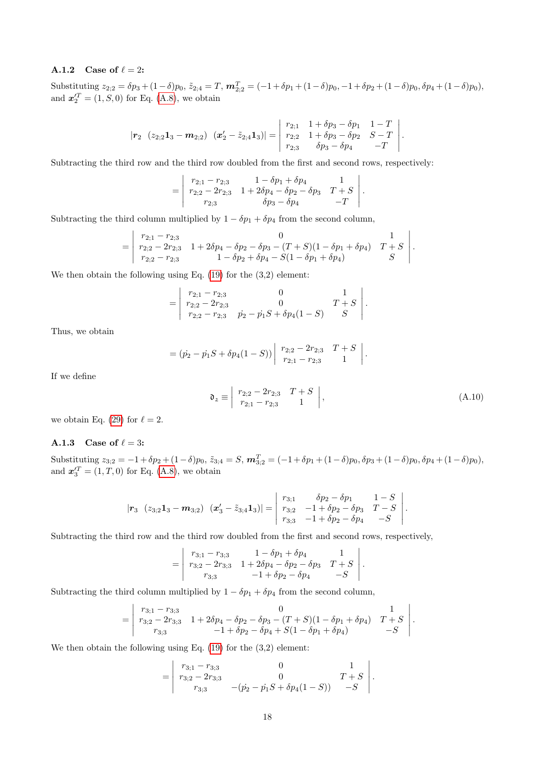### A.1.2 Case of $\ell = 2$:

Substituting $z_{2;2} = \delta p_3 + (1-\delta)p_0$, $\tilde{z}_{2;4} = T$, $\boldsymbol{m}_{2;2}^T = (-1+\delta p_1 + (1-\delta)p_0, -1+\delta p_2 + (1-\delta)p_0, \delta p_4 + (1-\delta)p_0)$, and $\boldsymbol{x}_2'^T = (1, S, 0)$ for Eq. (A.8), we obtain

$$
|\boldsymbol{r}_2 \ \ (z_{2;2}\boldsymbol{1}_3 - \boldsymbol{m}_{2;2}) \ \ (\boldsymbol{x}_2' - \tilde{z}_{2;4}\boldsymbol{1}_3)| = \begin{vmatrix} r_{2;1} & 1+\delta p_3 - \delta p_1 & 1-T \\ r_{2;2} & 1+\delta p_3 - \delta p_2 & S-T \\ r_{2;3} & \delta p_3 - \delta p_4 & -T \end{vmatrix}.
$$

Subtracting the third row and the third row doubled from the first and second rows, respectively:

$$
= \begin{vmatrix} r_{2;1} - r_{2;3} & 1-\delta p_1 + \delta p_4 & 1 \\ r_{2;2} - 2r_{2;3} & 1+2\delta p_4 - \delta p_2 - \delta p_3 & T+S \\ r_{2;3} & \delta p_3 - \delta p_4 & -T \end{vmatrix}.
$$

Subtracting the third column multiplied by $1-\delta p_1 + \delta p_4$ from the second column,

$$
= \begin{vmatrix} r_{2;1} - r_{2;3} & 0 & 1 \\ r_{2;2} - 2r_{2;3} & 1+2\delta p_4 - \delta p_2 - \delta p_3 - (T+S)(1-\delta p_1 + \delta p_4) & T+S \\ r_{2;2} - r_{2;3} & 1-\delta p_2 + \delta p_4 - S(1-\delta p_1 + \delta p_4) & S \end{vmatrix}.
$$

We then obtain the following using Eq. (19) for the (3,2) element:

$$
= \begin{vmatrix} r_{2;1} - r_{2;3} & 0 & 1 \\ r_{2;2} - 2r_{2;3} & 0 & T+S \\ r_{2;2} - r_{2;3} & \dot{p}_2 - \dot{p}_1 S + \delta p_4(1-S) & S \end{vmatrix}.
$$

Thus, we obtain

$$
= (\dot{p}_2 - \dot{p}_1 S + \delta p_4(1-S)) \begin{vmatrix} r_{2;2} - 2r_{2;3} & T+S \\ r_{2;1} - r_{2;3} & 1 \end{vmatrix}.
$$

If we define

$$
\mathfrak{d}_2 \equiv \begin{vmatrix} r_{2;2} - 2r_{2;3} & T+S \\ r_{2;1} - r_{2;3} & 1 \end{vmatrix}, \tag{A.10}
$$

we obtain Eq. (29) for $\ell = 2$.

### A.1.3 Case of $\ell = 3$:

Substituting $z_{3;2} = -1+\delta p_2 + (1-\delta)p_0$, $\tilde{z}_{3;4} = S$, $\boldsymbol{m}_{3;2}^T = (-1+\delta p_1 + (1-\delta)p_0, \delta p_3 + (1-\delta)p_0, \delta p_4 + (1-\delta)p_0)$, and $\boldsymbol{x}_3'^T = (1, T, 0)$ for Eq. (A.8), we obtain

$$
|\boldsymbol{r}_3 \ \ (z_{3;2}\boldsymbol{1}_3 - \boldsymbol{m}_{3;2}) \ \ (\boldsymbol{x}_3' - \tilde{z}_{3;4}\boldsymbol{1}_3)| = \begin{vmatrix} r_{3;1} & \delta p_2 - \delta p_1 & 1-S \\ r_{3;2} & -1+\delta p_2 - \delta p_3 & T-S \\ r_{3;3} & -1+\delta p_2 - \delta p_4 & -S \end{vmatrix}.
$$

Subtracting the third row and the third row doubled from the first and second rows, respectively,

$$
= \begin{vmatrix} r_{3;1} - r_{3;3} & 1-\delta p_1 + \delta p_4 & 1 \\ r_{3;2} - 2r_{3;3} & 1+2\delta p_4 - \delta p_2 - \delta p_3 & T+S \\ r_{3;3} & -1+\delta p_2 - \delta p_4 & -S \end{vmatrix}.
$$

Subtracting the third column multiplied by $1-\delta p_1 + \delta p_4$ from the second column,

$$
= \begin{vmatrix} r_{3;1} - r_{3;3} & 0 & 1 \\ r_{3;2} - 2r_{3;3} & 1+2\delta p_4 - \delta p_2 - \delta p_3 - (T+S)(1-\delta p_1 + \delta p_4) & T+S \\ r_{3;3} & -1+\delta p_2 - \delta p_4 + S(1-\delta p_1 + \delta p_4) & -S \end{vmatrix}.
$$

We then obtain the following using Eq. (19) for the (3,2) element:

$$
= \begin{vmatrix} r_{3;1} - r_{3;3} & 0 & 1 \\ r_{3;2} - 2r_{3;3} & 0 & T+S \\ r_{3;3} & -(\dot{p}_2 - \dot{p}_1 S + \delta p_4(1-S)) & -S \end{vmatrix}.
$$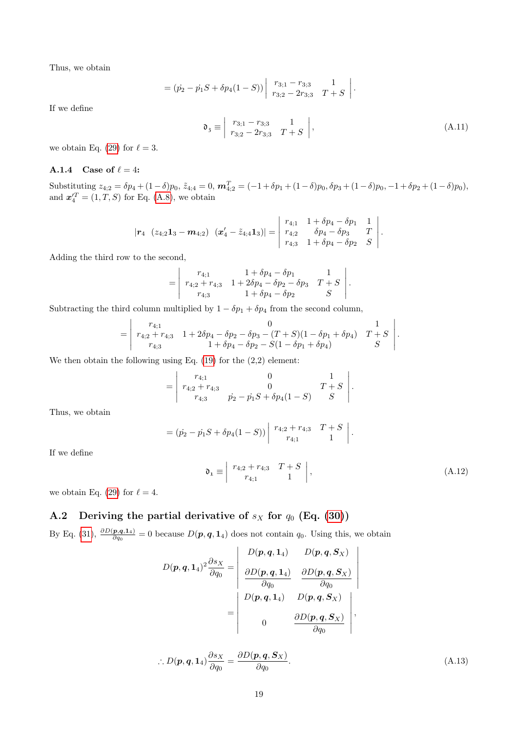Thus, we obtain

$$= (\dot{p}_2 - \dot{p}_1 S + \delta p_4(1-S)) \begin{vmatrix} r_{3;1} - r_{3;3} & 1 \\ r_{3;2} - 2r_{3;3} & T+S \end{vmatrix}.$$

If we define

$$\mathfrak{d}_3 \equiv \begin{vmatrix} r_{3;1} - r_{3;3} & 1 \\ r_{3;2} - 2r_{3;3} & T+S \end{vmatrix}, \tag{A.11}$$

we obtain Eq. (29) for $\ell = 3$.

### A.1.4 Case of $\ell = 4$:

Substituting $z_{4;2} = \delta p_4 + (1-\delta)p_0$, $\tilde{z}_{4;4} = 0$, $\boldsymbol{m}_{4;2}^T = (-1 + \delta p_1 + (1-\delta)p_0, \delta p_3 + (1-\delta)p_0, -1 + \delta p_2 + (1-\delta)p_0)$, and $\boldsymbol{x}_4'^T = (1, T, S)$ for Eq. (A.8), we obtain

$$|\boldsymbol{r}_4 \ \ (z_{4;2}\boldsymbol{1}_3 - \boldsymbol{m}_{4;2}) \ \ (\boldsymbol{x}_4' - \tilde{z}_{4;4}\boldsymbol{1}_3)| = \begin{vmatrix} r_{4;1} & 1 + \delta p_4 - \delta p_1 & 1 \\ r_{4;2} & \delta p_4 - \delta p_3 & T \\ r_{4;3} & 1 + \delta p_4 - \delta p_2 & S \end{vmatrix}.$$

Adding the third row to the second,

$$= \begin{vmatrix} r_{4;1} & 1 + \delta p_4 - \delta p_1 & 1 \\ r_{4;2} + r_{4;3} & 1 + 2\delta p_4 - \delta p_2 - \delta p_3 & T+S \\ r_{4;3} & 1 + \delta p_4 - \delta p_2 & S \end{vmatrix}.$$

Subtracting the third column multiplied by $1 - \delta p_1 + \delta p_4$ from the second column,

$$= \begin{vmatrix} r_{4;1} & 0 & 1 \\ r_{4;2} + r_{4;3} & 1 + 2\delta p_4 - \delta p_2 - \delta p_3 - (T+S)(1 - \delta p_1 + \delta p_4) & T+S \\ r_{4;3} & 1 + \delta p_4 - \delta p_2 - S(1 - \delta p_1 + \delta p_4) & S \end{vmatrix}.$$

We then obtain the following using Eq. (19) for the (2,2) element:

$$= \begin{vmatrix} r_{4;1} & 0 & 1 \\ r_{4;2} + r_{4;3} & 0 & T+S \\ r_{4;3} & \dot{p}_2 - \dot{p}_1 S + \delta p_4(1-S) & S \end{vmatrix}.$$

Thus, we obtain

$$= (\dot{p}_2 - \dot{p}_1 S + \delta p_4(1-S)) \begin{vmatrix} r_{4;2} + r_{4;3} & T+S \\ r_{4;1} & 1 \end{vmatrix}.$$

If we define

$$\mathfrak{d}_1 \equiv \begin{vmatrix} r_{4;2} + r_{4;3} & T+S \\ r_{4;1} & 1 \end{vmatrix}, \tag{A.12}$$

we obtain Eq. (29) for $\ell = 4$.

## A.2 Deriving the partial derivative of $s_X$ for $q_0$ (Eq. (30))

By Eq. (31), $\frac{\partial D(\boldsymbol{p}, \boldsymbol{q}, \boldsymbol{1}_4)}{\partial q_0} = 0$ because $D(\boldsymbol{p}, \boldsymbol{q}, \boldsymbol{1}_4)$ does not contain $q_0$. Using this, we obtain

$$D(\boldsymbol{p}, \boldsymbol{q}, \boldsymbol{1}_4)^2 \frac{\partial s_X}{\partial q_0} = \begin{vmatrix} D(\boldsymbol{p}, \boldsymbol{q}, \boldsymbol{1}_4) & D(\boldsymbol{p}, \boldsymbol{q}, \boldsymbol{S}_X) \\ \dfrac{\partial D(\boldsymbol{p}, \boldsymbol{q}, \boldsymbol{1}_4)}{\partial q_0} & \dfrac{\partial D(\boldsymbol{p}, \boldsymbol{q}, \boldsymbol{S}_X)}{\partial q_0} \end{vmatrix} = \begin{vmatrix} D(\boldsymbol{p}, \boldsymbol{q}, \boldsymbol{1}_4) & D(\boldsymbol{p}, \boldsymbol{q}, \boldsymbol{S}_X) \\ 0 & \dfrac{\partial D(\boldsymbol{p}, \boldsymbol{q}, \boldsymbol{S}_X)}{\partial q_0} \end{vmatrix},$$

$$\therefore D(\boldsymbol{p}, \boldsymbol{q}, \boldsymbol{1}_4) \frac{\partial s_X}{\partial q_0} = \frac{\partial D(\boldsymbol{p}, \boldsymbol{q}, \boldsymbol{S}_X)}{\partial q_0}. \tag{A.13}$$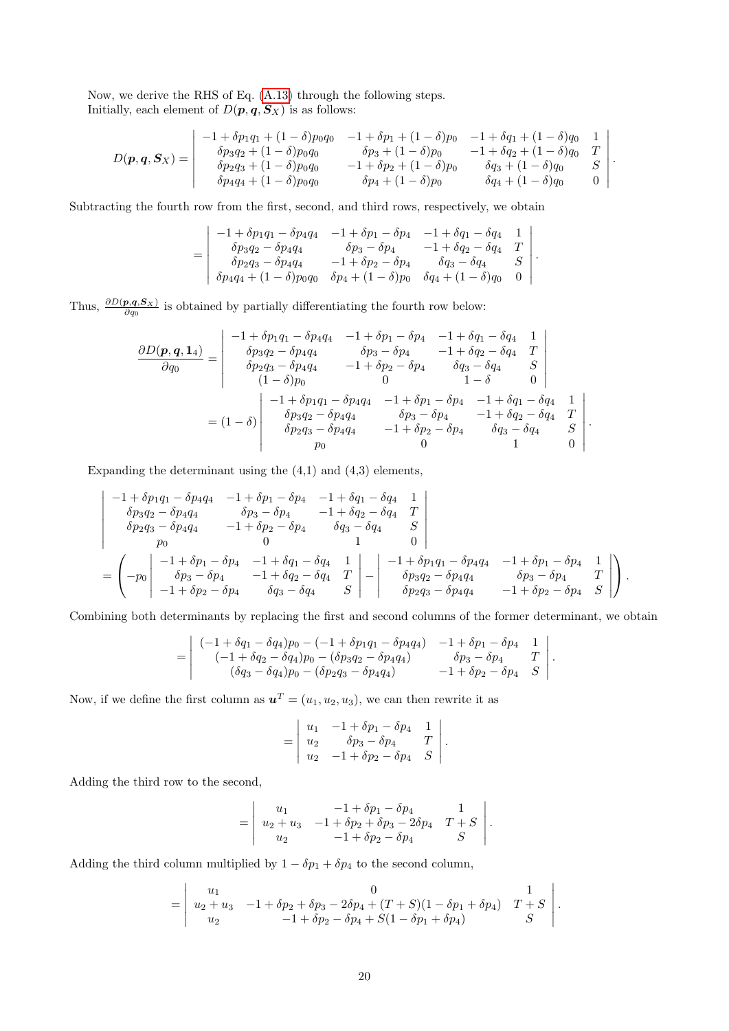Now, we derive the RHS of Eq. (A.13) through the following steps.
Initially, each element of $D(\boldsymbol{p}, \boldsymbol{q}, \boldsymbol{S}_X)$ is as follows:

$$D(\boldsymbol{p}, \boldsymbol{q}, \boldsymbol{S}_X) = \begin{vmatrix} -1+\delta p_1 q_1 + (1-\delta)p_0 q_0 & -1+\delta p_1 + (1-\delta)p_0 & -1+\delta q_1 + (1-\delta)q_0 & 1 \\ \delta p_3 q_2 + (1-\delta)p_0 q_0 & \delta p_3 + (1-\delta)p_0 & -1+\delta q_2 + (1-\delta)q_0 & T \\ \delta p_2 q_3 + (1-\delta)p_0 q_0 & -1+\delta p_2 + (1-\delta)p_0 & \delta q_3 + (1-\delta)q_0 & S \\ \delta p_4 q_4 + (1-\delta)p_0 q_0 & \delta p_4 + (1-\delta)p_0 & \delta q_4 + (1-\delta)q_0 & 0 \end{vmatrix}.$$

Subtracting the fourth row from the first, second, and third rows, respectively, we obtain

$$= \begin{vmatrix} -1+\delta p_1 q_1 - \delta p_4 q_4 & -1+\delta p_1 - \delta p_4 & -1+\delta q_1 - \delta q_4 & 1 \\ \delta p_3 q_2 - \delta p_4 q_4 & \delta p_3 - \delta p_4 & -1+\delta q_2 - \delta q_4 & T \\ \delta p_2 q_3 - \delta p_4 q_4 & -1+\delta p_2 - \delta p_4 & \delta q_3 - \delta q_4 & S \\ \delta p_4 q_4 + (1-\delta)p_0 q_0 & \delta p_4 + (1-\delta)p_0 & \delta q_4 + (1-\delta)q_0 & 0 \end{vmatrix}.$$

Thus, $\frac{\partial D(\boldsymbol{p},\boldsymbol{q},\boldsymbol{S}_X)}{\partial q_0}$ is obtained by partially differentiating the fourth row below:

$$\frac{\partial D(\boldsymbol{p}, \boldsymbol{q}, \boldsymbol{1}_4)}{\partial q_0} = \begin{vmatrix} -1+\delta p_1 q_1 - \delta p_4 q_4 & -1+\delta p_1 - \delta p_4 & -1+\delta q_1 - \delta q_4 & 1 \\ \delta p_3 q_2 - \delta p_4 q_4 & \delta p_3 - \delta p_4 & -1+\delta q_2 - \delta q_4 & T \\ \delta p_2 q_3 - \delta p_4 q_4 & -1+\delta p_2 - \delta p_4 & \delta q_3 - \delta q_4 & S \\ (1-\delta)p_0 & 0 & 1-\delta & 0 \end{vmatrix}$$

$$= (1-\delta) \begin{vmatrix} -1+\delta p_1 q_1 - \delta p_4 q_4 & -1+\delta p_1 - \delta p_4 & -1+\delta q_1 - \delta q_4 & 1 \\ \delta p_3 q_2 - \delta p_4 q_4 & \delta p_3 - \delta p_4 & -1+\delta q_2 - \delta q_4 & T \\ \delta p_2 q_3 - \delta p_4 q_4 & -1+\delta p_2 - \delta p_4 & \delta q_3 - \delta q_4 & S \\ p_0 & 0 & 1 & 0 \end{vmatrix}.$$

Expanding the determinant using the (4,1) and (4,3) elements,

$$\begin{vmatrix} -1+\delta p_1 q_1 - \delta p_4 q_4 & -1+\delta p_1 - \delta p_4 & -1+\delta q_1 - \delta q_4 & 1 \\ \delta p_3 q_2 - \delta p_4 q_4 & \delta p_3 - \delta p_4 & -1+\delta q_2 - \delta q_4 & T \\ \delta p_2 q_3 - \delta p_4 q_4 & -1+\delta p_2 - \delta p_4 & \delta q_3 - \delta q_4 & S \\ p_0 & 0 & 1 & 0 \end{vmatrix}$$

$$= \left( -p_0 \begin{vmatrix} -1+\delta p_1 - \delta p_4 & -1+\delta q_1 - \delta q_4 & 1 \\ \delta p_3 - \delta p_4 & -1+\delta q_2 - \delta q_4 & T \\ -1+\delta p_2 - \delta p_4 & \delta q_3 - \delta q_4 & S \end{vmatrix} - \begin{vmatrix} -1+\delta p_1 q_1 - \delta p_4 q_4 & -1+\delta p_1 - \delta p_4 & 1 \\ \delta p_3 q_2 - \delta p_4 q_4 & \delta p_3 - \delta p_4 & T \\ \delta p_2 q_3 - \delta p_4 q_4 & -1+\delta p_2 - \delta p_4 & S \end{vmatrix} \right).$$

Combining both determinants by replacing the first and second columns of the former determinant, we obtain

$$= \begin{vmatrix} (-1+\delta q_1 - \delta q_4)p_0 - (-1+\delta p_1 q_1 - \delta p_4 q_4) & -1+\delta p_1 - \delta p_4 & 1 \\ (-1+\delta q_2 - \delta q_4)p_0 - (\delta p_3 q_2 - \delta p_4 q_4) & \delta p_3 - \delta p_4 & T \\ (\delta q_3 - \delta q_4)p_0 - (\delta p_2 q_3 - \delta p_4 q_4) & -1+\delta p_2 - \delta p_4 & S \end{vmatrix}.$$

Now, if we define the first column as $\boldsymbol{u}^T = (u_1, u_2, u_3)$, we can then rewrite it as

$$= \begin{vmatrix} u_1 & -1+\delta p_1 - \delta p_4 & 1 \\ u_2 & \delta p_3 - \delta p_4 & T \\ u_2 & -1+\delta p_2 - \delta p_4 & S \end{vmatrix}.$$

Adding the third row to the second,

$$= \begin{vmatrix} u_1 & -1+\delta p_1 - \delta p_4 & 1 \\ u_2 + u_3 & -1+\delta p_2 + \delta p_3 - 2\delta p_4 & T+S \\ u_2 & -1+\delta p_2 - \delta p_4 & S \end{vmatrix}.$$

Adding the third column multiplied by $1 - \delta p_1 + \delta p_4$ to the second column,

$$= \begin{vmatrix} u_1 & 0 & 1 \\ u_2 + u_3 & -1+\delta p_2 + \delta p_3 - 2\delta p_4 + (T+S)(1-\delta p_1 + \delta p_4) & T+S \\ u_2 & -1+\delta p_2 - \delta p_4 + S(1-\delta p_1 + \delta p_4) & S \end{vmatrix}.$$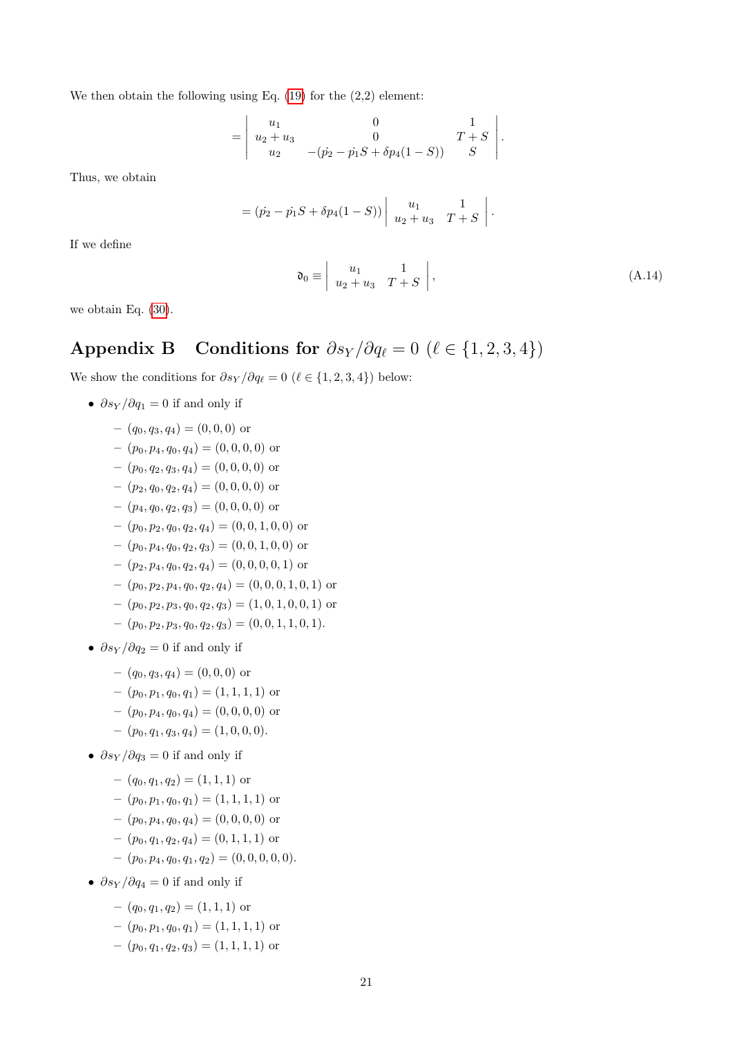We then obtain the following using Eq. (19) for the (2,2) element:

$$
= \begin{vmatrix} u_1 & 0 & 1 \\ u_2 + u_3 & 0 & T + S \\ u_2 & -(\dot{p_2} - \dot{p_1} S + \delta p_4 (1 - S)) & S \end{vmatrix}.
$$

Thus, we obtain

$$
= (\dot{p_2} - \dot{p_1} S + \delta p_4 (1 - S)) \begin{vmatrix} u_1 & 1 \\ u_2 + u_3 & T + S \end{vmatrix}.
$$

If we define

$$
\mathfrak{d}_0 \equiv \begin{vmatrix} u_1 & 1 \\ u_2 + u_3 & T + S \end{vmatrix}, \tag{A.14}
$$

we obtain Eq. (30).

# Appendix B Conditions for $\partial s_Y / \partial q_\ell = 0$ ($\ell \in \{1, 2, 3, 4\}$)

We show the conditions for $\partial s_Y / \partial q_\ell = 0$ ($\ell \in \{1, 2, 3, 4\}$) below:

- $\partial s_Y / \partial q_1 = 0$ if and only if
  - $(q_0, q_3, q_4) = (0, 0, 0)$ or
  - $(p_0, p_4, q_0, q_4) = (0, 0, 0, 0)$ or
  - $(p_0, q_2, q_3, q_4) = (0, 0, 0, 0)$ or
  - $(p_2, q_0, q_2, q_4) = (0, 0, 0, 0)$ or
  - $(p_4, q_0, q_2, q_3) = (0, 0, 0, 0)$ or
  - $(p_0, p_2, q_0, q_2, q_4) = (0, 0, 1, 0, 0)$ or
  - $(p_0, p_4, q_0, q_2, q_3) = (0, 0, 1, 0, 0)$ or
  - $(p_2, p_4, q_0, q_2, q_4) = (0, 0, 0, 0, 1)$ or
  - $(p_0, p_2, p_4, q_0, q_2, q_4) = (0, 0, 0, 1, 0, 1)$ or
  - $(p_0, p_2, p_3, q_0, q_2, q_3) = (1, 0, 1, 0, 0, 1)$ or
  - $(p_0, p_2, p_3, q_0, q_2, q_3) = (0, 0, 1, 1, 0, 1)$.
- $\partial s_Y / \partial q_2 = 0$ if and only if
  - $(q_0, q_3, q_4) = (0, 0, 0)$ or
  - $(p_0, p_1, q_0, q_1) = (1, 1, 1, 1)$ or
  - $(p_0, p_4, q_0, q_4) = (0, 0, 0, 0)$ or
  - $(p_0, q_1, q_3, q_4) = (1, 0, 0, 0)$.
- $\partial s_Y / \partial q_3 = 0$ if and only if
  - $(q_0, q_1, q_2) = (1, 1, 1)$ or
  - $(p_0, p_1, q_0, q_1) = (1, 1, 1, 1)$ or
  - $(p_0, p_4, q_0, q_4) = (0, 0, 0, 0)$ or
  - $(p_0, q_1, q_2, q_4) = (0, 1, 1, 1)$ or
  - $(p_0, p_4, q_0, q_1, q_2) = (0, 0, 0, 0, 0)$.
- $\partial s_Y / \partial q_4 = 0$ if and only if
  - $(q_0, q_1, q_2) = (1, 1, 1)$ or
  - $(p_0, p_1, q_0, q_1) = (1, 1, 1, 1)$ or
  - $(p_0, q_1, q_2, q_3) = (1, 1, 1, 1)$ or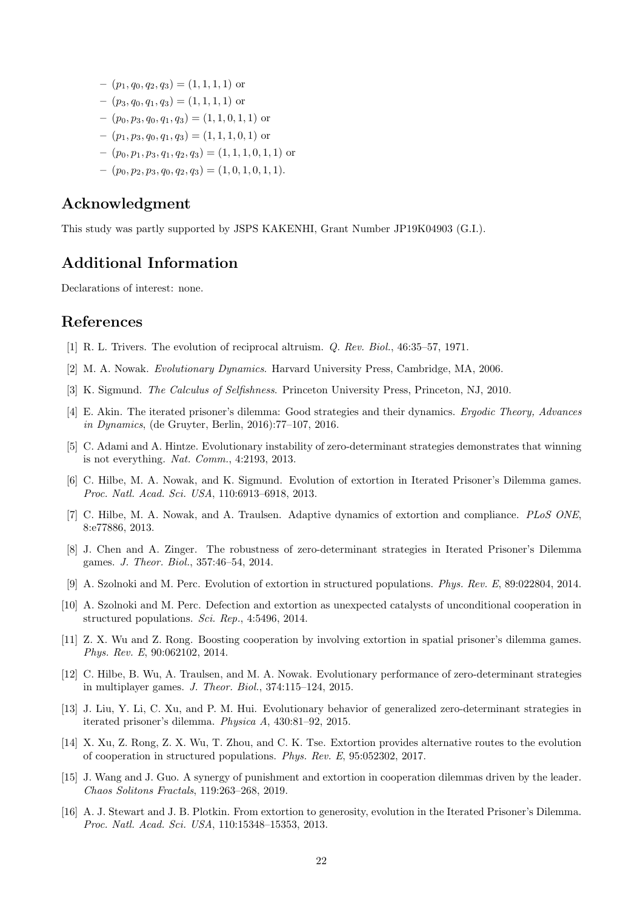- $(p_1, q_0, q_2, q_3) = (1, 1, 1, 1)$ or
- $(p_3, q_0, q_1, q_3) = (1, 1, 1, 1)$ or
- $(p_0, p_3, q_0, q_1, q_3) = (1, 1, 0, 1, 1)$ or
- $(p_1, p_3, q_0, q_1, q_3) = (1, 1, 1, 0, 1)$ or
- $(p_0, p_1, p_3, q_1, q_2, q_3) = (1, 1, 1, 0, 1, 1)$ or
- $(p_0, p_2, p_3, q_0, q_2, q_3) = (1, 0, 1, 0, 1, 1)$.

## Acknowledgment

This study was partly supported by JSPS KAKENHI, Grant Number JP19K04903 (G.I.).

## Additional Information

Declarations of interest: none.

## References

[1] R. L. Trivers. The evolution of reciprocal altruism. *Q. Rev. Biol.*, 46:35–57, 1971.

[2] M. A. Nowak. *Evolutionary Dynamics*. Harvard University Press, Cambridge, MA, 2006.

[3] K. Sigmund. *The Calculus of Selfishness*. Princeton University Press, Princeton, NJ, 2010.

[4] E. Akin. The iterated prisoner's dilemma: Good strategies and their dynamics. *Ergodic Theory, Advances in Dynamics*, (de Gruyter, Berlin, 2016):77–107, 2016.

[5] C. Adami and A. Hintze. Evolutionary instability of zero-determinant strategies demonstrates that winning is not everything. *Nat. Comm.*, 4:2193, 2013.

[6] C. Hilbe, M. A. Nowak, and K. Sigmund. Evolution of extortion in Iterated Prisoner's Dilemma games. *Proc. Natl. Acad. Sci. USA*, 110:6913–6918, 2013.

[7] C. Hilbe, M. A. Nowak, and A. Traulsen. Adaptive dynamics of extortion and compliance. *PLoS ONE*, 8:e77886, 2013.

[8] J. Chen and A. Zinger. The robustness of zero-determinant strategies in Iterated Prisoner's Dilemma games. *J. Theor. Biol.*, 357:46–54, 2014.

[9] A. Szolnoki and M. Perc. Evolution of extortion in structured populations. *Phys. Rev. E*, 89:022804, 2014.

[10] A. Szolnoki and M. Perc. Defection and extortion as unexpected catalysts of unconditional cooperation in structured populations. *Sci. Rep.*, 4:5496, 2014.

[11] Z. X. Wu and Z. Rong. Boosting cooperation by involving extortion in spatial prisoner's dilemma games. *Phys. Rev. E*, 90:062102, 2014.

[12] C. Hilbe, B. Wu, A. Traulsen, and M. A. Nowak. Evolutionary performance of zero-determinant strategies in multiplayer games. *J. Theor. Biol.*, 374:115–124, 2015.

[13] J. Liu, Y. Li, C. Xu, and P. M. Hui. Evolutionary behavior of generalized zero-determinant strategies in iterated prisoner's dilemma. *Physica A*, 430:81–92, 2015.

[14] X. Xu, Z. Rong, Z. X. Wu, T. Zhou, and C. K. Tse. Extortion provides alternative routes to the evolution of cooperation in structured populations. *Phys. Rev. E*, 95:052302, 2017.

[15] J. Wang and J. Guo. A synergy of punishment and extortion in cooperation dilemmas driven by the leader. *Chaos Solitons Fractals*, 119:263–268, 2019.

[16] A. J. Stewart and J. B. Plotkin. From extortion to generosity, evolution in the Iterated Prisoner's Dilemma. *Proc. Natl. Acad. Sci. USA*, 110:15348–15353, 2013.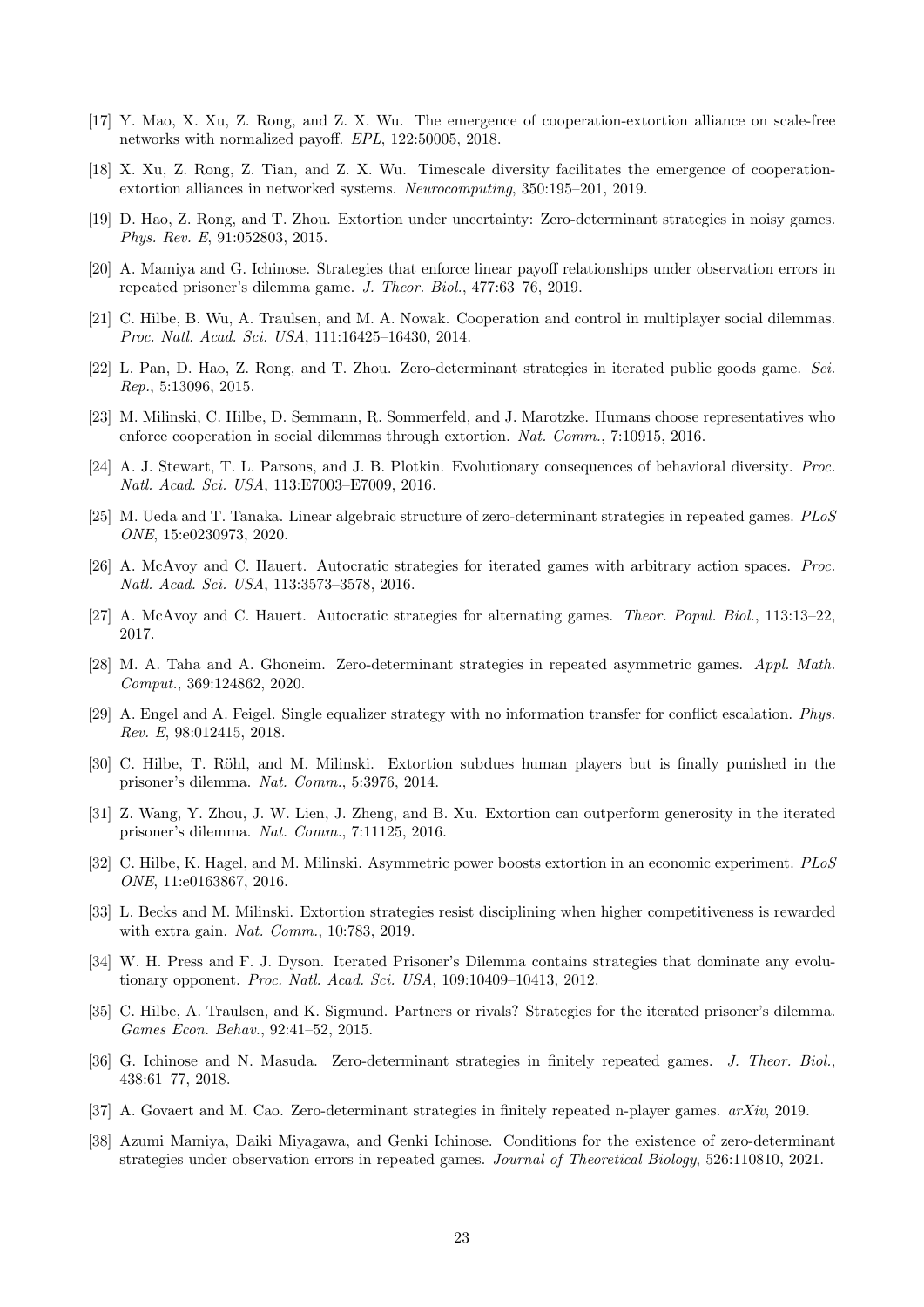[17] Y. Mao, X. Xu, Z. Rong, and Z. X. Wu. The emergence of cooperation-extortion alliance on scale-free networks with normalized payoff. *EPL*, 122:50005, 2018.

[18] X. Xu, Z. Rong, Z. Tian, and Z. X. Wu. Timescale diversity facilitates the emergence of cooperation-extortion alliances in networked systems. *Neurocomputing*, 350:195–201, 2019.

[19] D. Hao, Z. Rong, and T. Zhou. Extortion under uncertainty: Zero-determinant strategies in noisy games. *Phys. Rev. E*, 91:052803, 2015.

[20] A. Mamiya and G. Ichinose. Strategies that enforce linear payoff relationships under observation errors in repeated prisoner's dilemma game. *J. Theor. Biol.*, 477:63–76, 2019.

[21] C. Hilbe, B. Wu, A. Traulsen, and M. A. Nowak. Cooperation and control in multiplayer social dilemmas. *Proc. Natl. Acad. Sci. USA*, 111:16425–16430, 2014.

[22] L. Pan, D. Hao, Z. Rong, and T. Zhou. Zero-determinant strategies in iterated public goods game. *Sci. Rep.*, 5:13096, 2015.

[23] M. Milinski, C. Hilbe, D. Semmann, R. Sommerfeld, and J. Marotzke. Humans choose representatives who enforce cooperation in social dilemmas through extortion. *Nat. Comm.*, 7:10915, 2016.

[24] A. J. Stewart, T. L. Parsons, and J. B. Plotkin. Evolutionary consequences of behavioral diversity. *Proc. Natl. Acad. Sci. USA*, 113:E7003–E7009, 2016.

[25] M. Ueda and T. Tanaka. Linear algebraic structure of zero-determinant strategies in repeated games. *PLoS ONE*, 15:e0230973, 2020.

[26] A. McAvoy and C. Hauert. Autocratic strategies for iterated games with arbitrary action spaces. *Proc. Natl. Acad. Sci. USA*, 113:3573–3578, 2016.

[27] A. McAvoy and C. Hauert. Autocratic strategies for alternating games. *Theor. Popul. Biol.*, 113:13–22, 2017.

[28] M. A. Taha and A. Ghoneim. Zero-determinant strategies in repeated asymmetric games. *Appl. Math. Comput.*, 369:124862, 2020.

[29] A. Engel and A. Feigel. Single equalizer strategy with no information transfer for conflict escalation. *Phys. Rev. E*, 98:012415, 2018.

[30] C. Hilbe, T. Röhl, and M. Milinski. Extortion subdues human players but is finally punished in the prisoner's dilemma. *Nat. Comm.*, 5:3976, 2014.

[31] Z. Wang, Y. Zhou, J. W. Lien, J. Zheng, and B. Xu. Extortion can outperform generosity in the iterated prisoner's dilemma. *Nat. Comm.*, 7:11125, 2016.

[32] C. Hilbe, K. Hagel, and M. Milinski. Asymmetric power boosts extortion in an economic experiment. *PLoS ONE*, 11:e0163867, 2016.

[33] L. Becks and M. Milinski. Extortion strategies resist disciplining when higher competitiveness is rewarded with extra gain. *Nat. Comm.*, 10:783, 2019.

[34] W. H. Press and F. J. Dyson. Iterated Prisoner's Dilemma contains strategies that dominate any evolutionary opponent. *Proc. Natl. Acad. Sci. USA*, 109:10409–10413, 2012.

[35] C. Hilbe, A. Traulsen, and K. Sigmund. Partners or rivals? Strategies for the iterated prisoner's dilemma. *Games Econ. Behav.*, 92:41–52, 2015.

[36] G. Ichinose and N. Masuda. Zero-determinant strategies in finitely repeated games. *J. Theor. Biol.*, 438:61–77, 2018.

[37] A. Govaert and M. Cao. Zero-determinant strategies in finitely repeated n-player games. *arXiv*, 2019.

[38] Azumi Mamiya, Daiki Miyagawa, and Genki Ichinose. Conditions for the existence of zero-determinant strategies under observation errors in repeated games. *Journal of Theoretical Biology*, 526:110810, 2021.